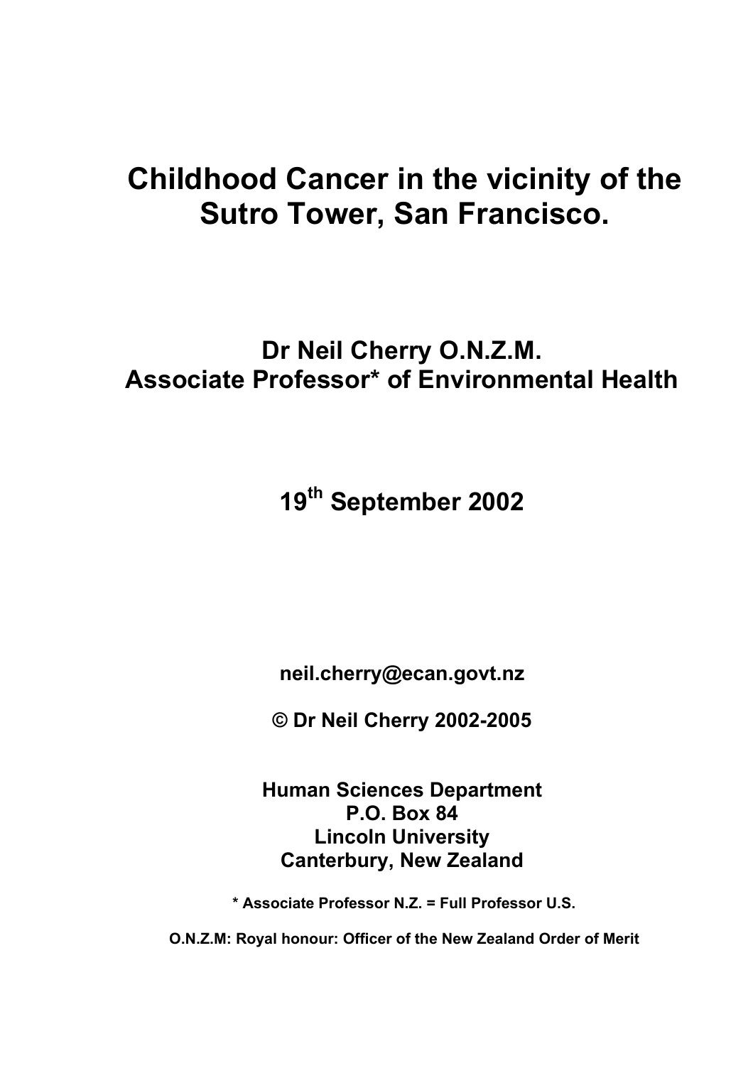# Childhood Cancer in the vicinity of the Sutro Tower, San Francisco.

**Dr Neil Cherry O.N.Z.M.**
**Associate Professor* of Environmental Health**

**19th September 2002**

**neil.cherry@ecan.govt.nz**

**© Dr Neil Cherry 2002-2005**

**Human Sciences Department**
**P.O. Box 84**
**Lincoln University**
**Canterbury, New Zealand**

**\* Associate Professor N.Z. = Full Professor U.S.**

**O.N.Z.M: Royal honour: Officer of the New Zealand Order of Merit**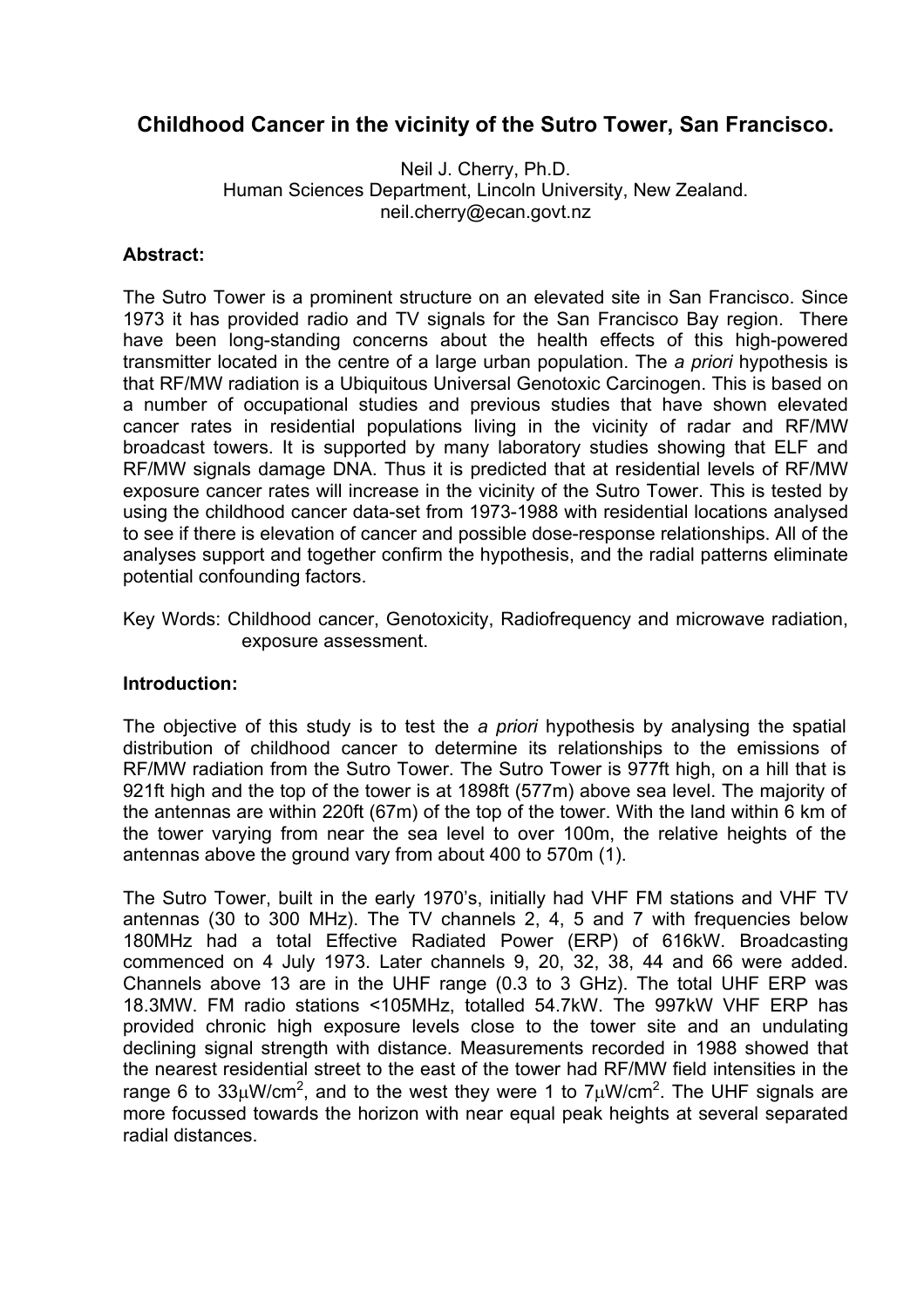# Childhood Cancer in the vicinity of the Sutro Tower, San Francisco.

Neil J. Cherry, Ph.D.
Human Sciences Department, Lincoln University, New Zealand.
neil.cherry@ecan.govt.nz

**Abstract:**

The Sutro Tower is a prominent structure on an elevated site in San Francisco. Since 1973 it has provided radio and TV signals for the San Francisco Bay region. There have been long-standing concerns about the health effects of this high-powered transmitter located in the centre of a large urban population. The *a priori* hypothesis is that RF/MW radiation is a Ubiquitous Universal Genotoxic Carcinogen. This is based on a number of occupational studies and previous studies that have shown elevated cancer rates in residential populations living in the vicinity of radar and RF/MW broadcast towers. It is supported by many laboratory studies showing that ELF and RF/MW signals damage DNA. Thus it is predicted that at residential levels of RF/MW exposure cancer rates will increase in the vicinity of the Sutro Tower. This is tested by using the childhood cancer data-set from 1973-1988 with residential locations analysed to see if there is elevation of cancer and possible dose-response relationships. All of the analyses support and together confirm the hypothesis, and the radial patterns eliminate potential confounding factors.

Key Words: Childhood cancer, Genotoxicity, Radiofrequency and microwave radiation, exposure assessment.

**Introduction:**

The objective of this study is to test the *a priori* hypothesis by analysing the spatial distribution of childhood cancer to determine its relationships to the emissions of RF/MW radiation from the Sutro Tower. The Sutro Tower is 977ft high, on a hill that is 921ft high and the top of the tower is at 1898ft (577m) above sea level. The majority of the antennas are within 220ft (67m) of the top of the tower. With the land within 6 km of the tower varying from near the sea level to over 100m, the relative heights of the antennas above the ground vary from about 400 to 570m (1).

The Sutro Tower, built in the early 1970's, initially had VHF FM stations and VHF TV antennas (30 to 300 MHz). The TV channels 2, 4, 5 and 7 with frequencies below 180MHz had a total Effective Radiated Power (ERP) of 616kW. Broadcasting commenced on 4 July 1973. Later channels 9, 20, 32, 38, 44 and 66 were added. Channels above 13 are in the UHF range (0.3 to 3 GHz). The total UHF ERP was 18.3MW. FM radio stations <105MHz, totalled 54.7kW. The 997kW VHF ERP has provided chronic high exposure levels close to the tower site and an undulating declining signal strength with distance. Measurements recorded in 1988 showed that the nearest residential street to the east of the tower had RF/MW field intensities in the range 6 to 33$\mu$W/cm$^2$, and to the west they were 1 to 7$\mu$W/cm$^2$. The UHF signals are more focussed towards the horizon with near equal peak heights at several separated radial distances.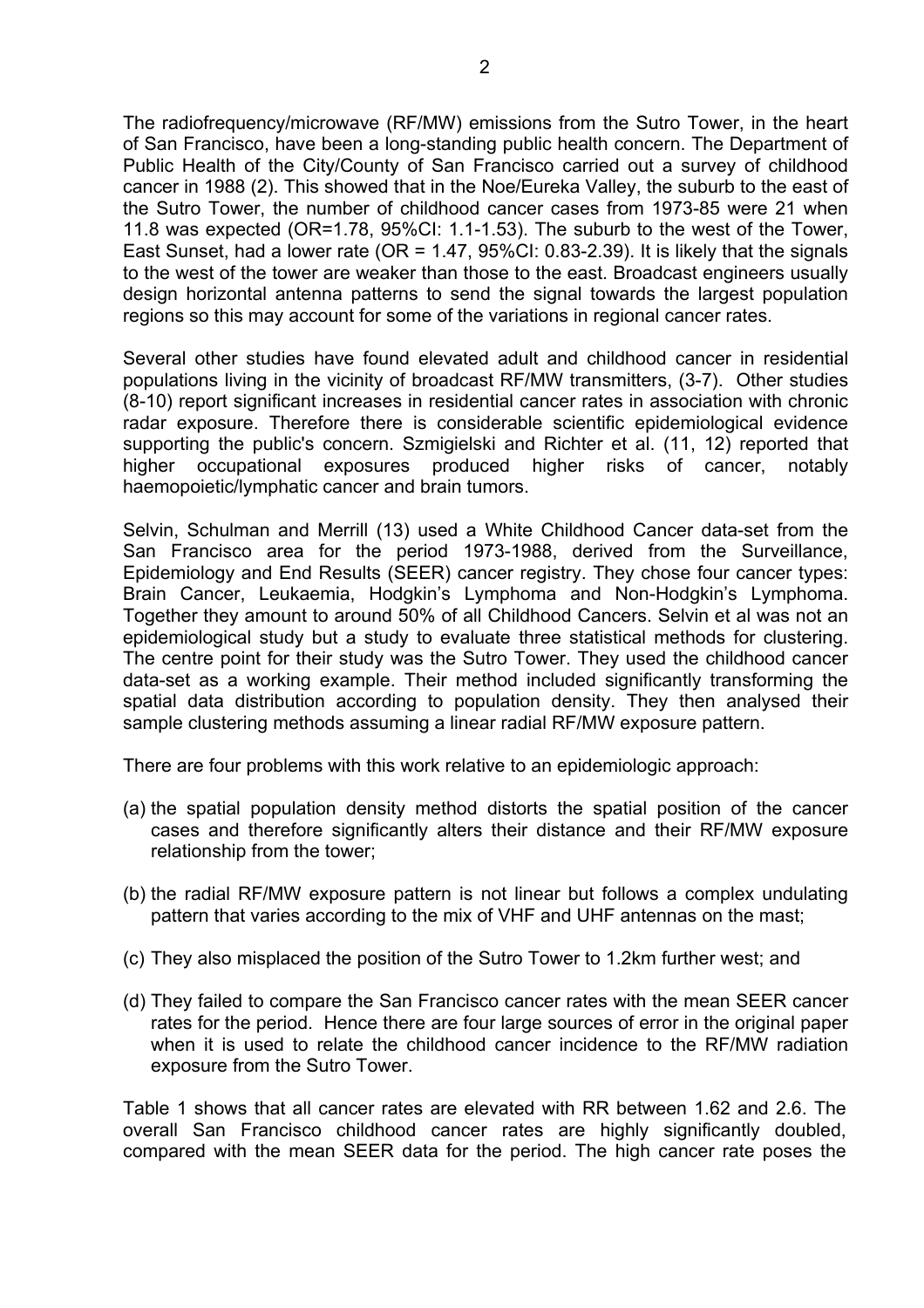The radiofrequency/microwave (RF/MW) emissions from the Sutro Tower, in the heart of San Francisco, have been a long-standing public health concern. The Department of Public Health of the City/County of San Francisco carried out a survey of childhood cancer in 1988 (2). This showed that in the Noe/Eureka Valley, the suburb to the east of the Sutro Tower, the number of childhood cancer cases from 1973-85 were 21 when 11.8 was expected (OR=1.78, 95%CI: 1.1-1.53). The suburb to the west of the Tower, East Sunset, had a lower rate (OR = 1.47, 95%CI: 0.83-2.39). It is likely that the signals to the west of the tower are weaker than those to the east. Broadcast engineers usually design horizontal antenna patterns to send the signal towards the largest population regions so this may account for some of the variations in regional cancer rates.

Several other studies have found elevated adult and childhood cancer in residential populations living in the vicinity of broadcast RF/MW transmitters, (3-7). Other studies (8-10) report significant increases in residential cancer rates in association with chronic radar exposure. Therefore there is considerable scientific epidemiological evidence supporting the public's concern. Szmigielski and Richter et al. (11, 12) reported that higher occupational exposures produced higher risks of cancer, notably haemopoietic/lymphatic cancer and brain tumors.

Selvin, Schulman and Merrill (13) used a White Childhood Cancer data-set from the San Francisco area for the period 1973-1988, derived from the Surveillance, Epidemiology and End Results (SEER) cancer registry. They chose four cancer types: Brain Cancer, Leukaemia, Hodgkin's Lymphoma and Non-Hodgkin's Lymphoma. Together they amount to around 50% of all Childhood Cancers. Selvin et al was not an epidemiological study but a study to evaluate three statistical methods for clustering. The centre point for their study was the Sutro Tower. They used the childhood cancer data-set as a working example. Their method included significantly transforming the spatial data distribution according to population density. They then analysed their sample clustering methods assuming a linear radial RF/MW exposure pattern.

There are four problems with this work relative to an epidemiologic approach:

(a) the spatial population density method distorts the spatial position of the cancer cases and therefore significantly alters their distance and their RF/MW exposure relationship from the tower;

(b) the radial RF/MW exposure pattern is not linear but follows a complex undulating pattern that varies according to the mix of VHF and UHF antennas on the mast;

(c) They also misplaced the position of the Sutro Tower to 1.2km further west; and

(d) They failed to compare the San Francisco cancer rates with the mean SEER cancer rates for the period. Hence there are four large sources of error in the original paper when it is used to relate the childhood cancer incidence to the RF/MW radiation exposure from the Sutro Tower.

Table 1 shows that all cancer rates are elevated with RR between 1.62 and 2.6. The overall San Francisco childhood cancer rates are highly significantly doubled, compared with the mean SEER data for the period. The high cancer rate poses the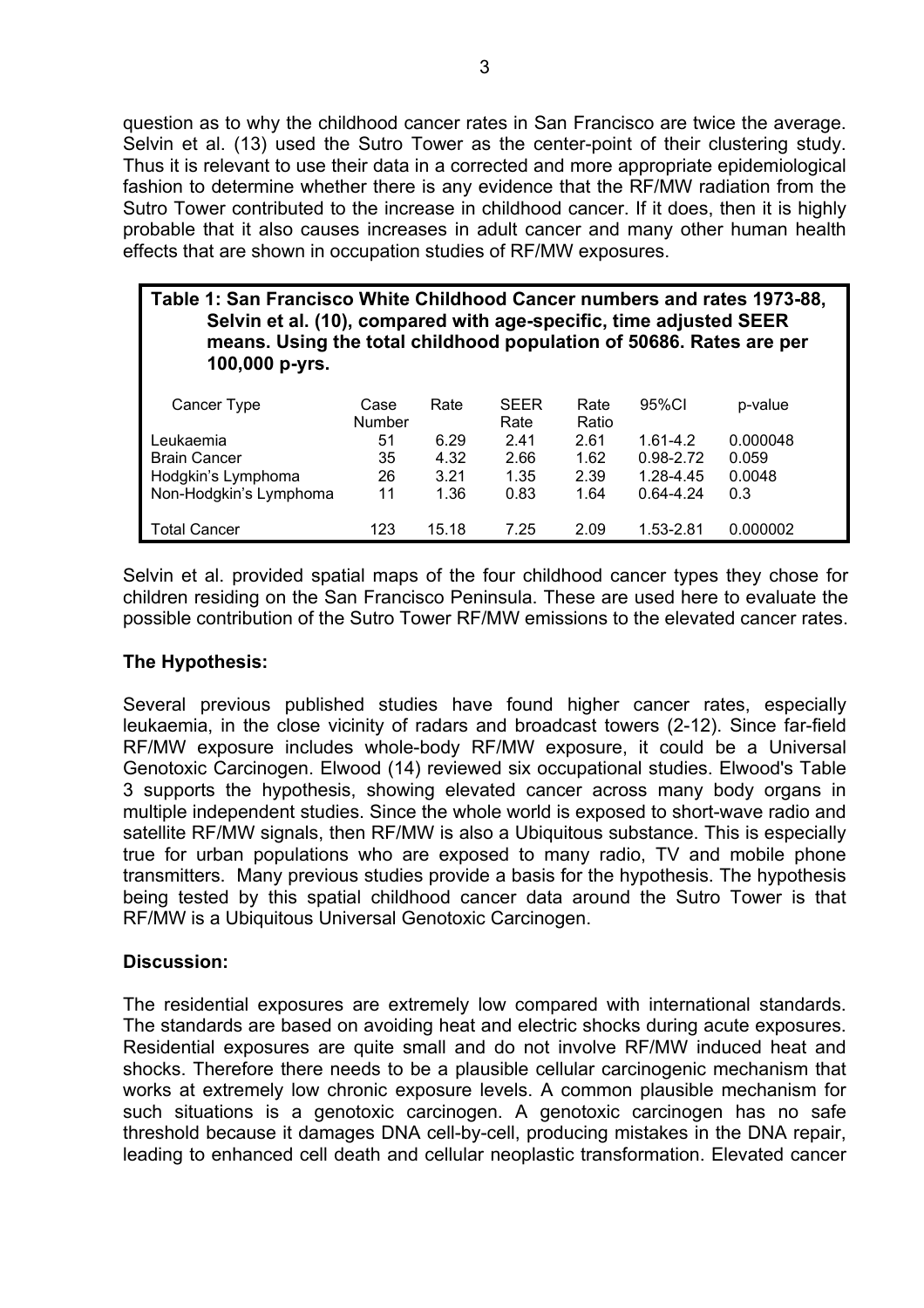question as to why the childhood cancer rates in San Francisco are twice the average. Selvin et al. (13) used the Sutro Tower as the center-point of their clustering study. Thus it is relevant to use their data in a corrected and more appropriate epidemiological fashion to determine whether there is any evidence that the RF/MW radiation from the Sutro Tower contributed to the increase in childhood cancer. If it does, then it is highly probable that it also causes increases in adult cancer and many other human health effects that are shown in occupation studies of RF/MW exposures.

**Table 1: San Francisco White Childhood Cancer numbers and rates 1973-88, Selvin et al. (10), compared with age-specific, time adjusted SEER means. Using the total childhood population of 50686. Rates are per 100,000 p-yrs.**

| Cancer Type | Case Number | Rate | SEER Rate | Rate Ratio | 95%CI | p-value |
|---|---|---|---|---|---|---|
| Leukaemia | 51 | 6.29 | 2.41 | 2.61 | 1.61-4.2 | 0.000048 |
| Brain Cancer | 35 | 4.32 | 2.66 | 1.62 | 0.98-2.72 | 0.059 |
| Hodgkin's Lymphoma | 26 | 3.21 | 1.35 | 2.39 | 1.28-4.45 | 0.0048 |
| Non-Hodgkin's Lymphoma | 11 | 1.36 | 0.83 | 1.64 | 0.64-4.24 | 0.3 |
| Total Cancer | 123 | 15.18 | 7.25 | 2.09 | 1.53-2.81 | 0.000002 |

Selvin et al. provided spatial maps of the four childhood cancer types they chose for children residing on the San Francisco Peninsula. These are used here to evaluate the possible contribution of the Sutro Tower RF/MW emissions to the elevated cancer rates.

### The Hypothesis:

Several previous published studies have found higher cancer rates, especially leukaemia, in the close vicinity of radars and broadcast towers (2-12). Since far-field RF/MW exposure includes whole-body RF/MW exposure, it could be a Universal Genotoxic Carcinogen. Elwood (14) reviewed six occupational studies. Elwood's Table 3 supports the hypothesis, showing elevated cancer across many body organs in multiple independent studies. Since the whole world is exposed to short-wave radio and satellite RF/MW signals, then RF/MW is also a Ubiquitous substance. This is especially true for urban populations who are exposed to many radio, TV and mobile phone transmitters. Many previous studies provide a basis for the hypothesis. The hypothesis being tested by this spatial childhood cancer data around the Sutro Tower is that RF/MW is a Ubiquitous Universal Genotoxic Carcinogen.

### Discussion:

The residential exposures are extremely low compared with international standards. The standards are based on avoiding heat and electric shocks during acute exposures. Residential exposures are quite small and do not involve RF/MW induced heat and shocks. Therefore there needs to be a plausible cellular carcinogenic mechanism that works at extremely low chronic exposure levels. A common plausible mechanism for such situations is a genotoxic carcinogen. A genotoxic carcinogen has no safe threshold because it damages DNA cell-by-cell, producing mistakes in the DNA repair, leading to enhanced cell death and cellular neoplastic transformation. Elevated cancer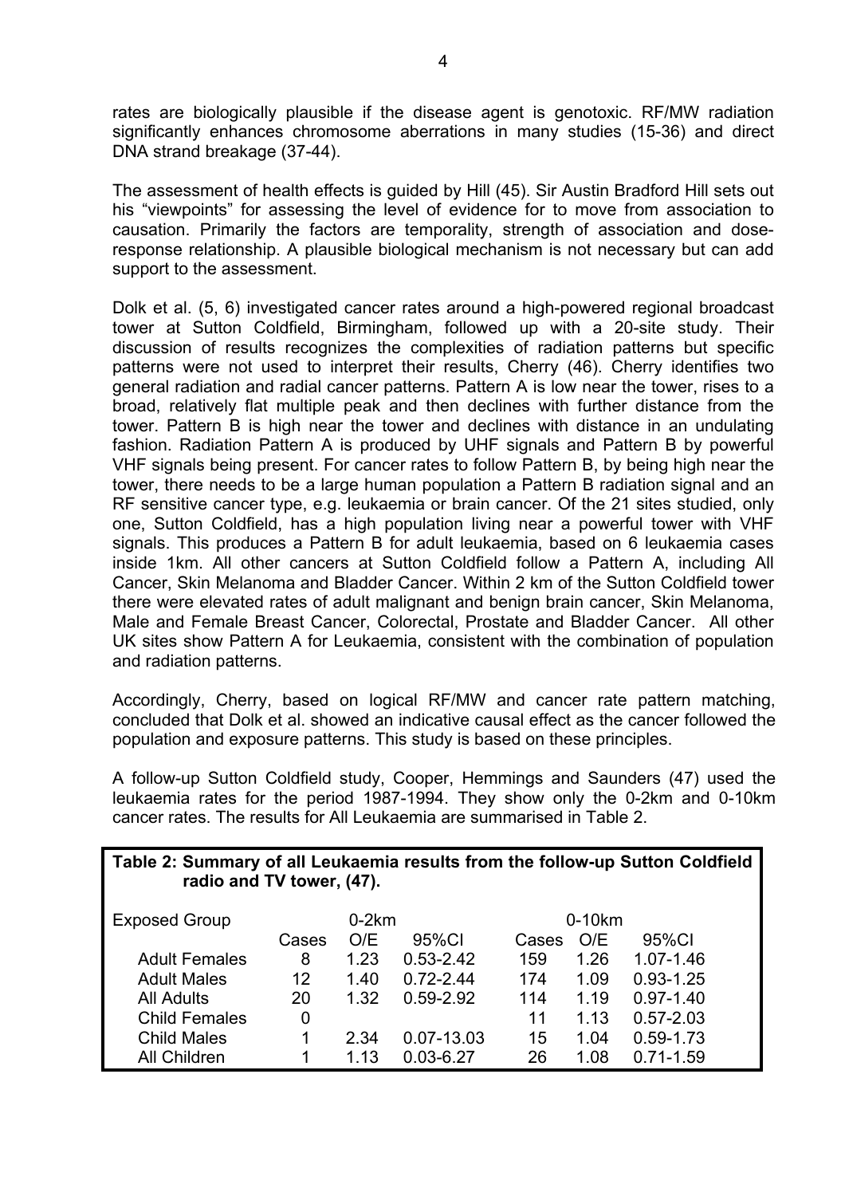rates are biologically plausible if the disease agent is genotoxic. RF/MW radiation significantly enhances chromosome aberrations in many studies (15-36) and direct DNA strand breakage (37-44).

The assessment of health effects is guided by Hill (45). Sir Austin Bradford Hill sets out his "viewpoints" for assessing the level of evidence for to move from association to causation. Primarily the factors are temporality, strength of association and dose-response relationship. A plausible biological mechanism is not necessary but can add support to the assessment.

Dolk et al. (5, 6) investigated cancer rates around a high-powered regional broadcast tower at Sutton Coldfield, Birmingham, followed up with a 20-site study. Their discussion of results recognizes the complexities of radiation patterns but specific patterns were not used to interpret their results, Cherry (46). Cherry identifies two general radiation and radial cancer patterns. Pattern A is low near the tower, rises to a broad, relatively flat multiple peak and then declines with further distance from the tower. Pattern B is high near the tower and declines with distance in an undulating fashion. Radiation Pattern A is produced by UHF signals and Pattern B by powerful VHF signals being present. For cancer rates to follow Pattern B, by being high near the tower, there needs to be a large human population a Pattern B radiation signal and an RF sensitive cancer type, e.g. leukaemia or brain cancer. Of the 21 sites studied, only one, Sutton Coldfield, has a high population living near a powerful tower with VHF signals. This produces a Pattern B for adult leukaemia, based on 6 leukaemia cases inside 1km. All other cancers at Sutton Coldfield follow a Pattern A, including All Cancer, Skin Melanoma and Bladder Cancer. Within 2 km of the Sutton Coldfield tower there were elevated rates of adult malignant and benign brain cancer, Skin Melanoma, Male and Female Breast Cancer, Colorectal, Prostate and Bladder Cancer. All other UK sites show Pattern A for Leukaemia, consistent with the combination of population and radiation patterns.

Accordingly, Cherry, based on logical RF/MW and cancer rate pattern matching, concluded that Dolk et al. showed an indicative causal effect as the cancer followed the population and exposure patterns. This study is based on these principles.

A follow-up Sutton Coldfield study, Cooper, Hemmings and Saunders (47) used the leukaemia rates for the period 1987-1994. They show only the 0-2km and 0-10km cancer rates. The results for All Leukaemia are summarised in Table 2.

**Table 2: Summary of all Leukaemia results from the follow-up Sutton Coldfield radio and TV tower, (47).**

| Exposed Group | 0-2km | | | 0-10km | | |
|---|---|---|---|---|---|---|
| | Cases | O/E | 95%CI | Cases | O/E | 95%CI |
| Adult Females | 8 | 1.23 | 0.53-2.42 | 159 | 1.26 | 1.07-1.46 |
| Adult Males | 12 | 1.40 | 0.72-2.44 | 174 | 1.09 | 0.93-1.25 |
| All Adults | 20 | 1.32 | 0.59-2.92 | 114 | 1.19 | 0.97-1.40 |
| Child Females | 0 | | | 11 | 1.13 | 0.57-2.03 |
| Child Males | 1 | 2.34 | 0.07-13.03 | 15 | 1.04 | 0.59-1.73 |
| All Children | 1 | 1.13 | 0.03-6.27 | 26 | 1.08 | 0.71-1.59 |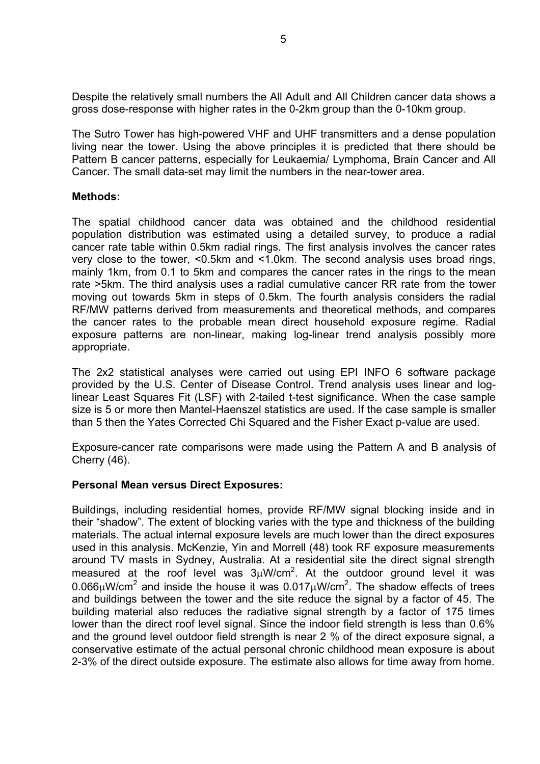Despite the relatively small numbers the All Adult and All Children cancer data shows a gross dose-response with higher rates in the 0-2km group than the 0-10km group.

The Sutro Tower has high-powered VHF and UHF transmitters and a dense population living near the tower. Using the above principles it is predicted that there should be Pattern B cancer patterns, especially for Leukaemia/ Lymphoma, Brain Cancer and All Cancer. The small data-set may limit the numbers in the near-tower area.

**Methods:**

The spatial childhood cancer data was obtained and the childhood residential population distribution was estimated using a detailed survey, to produce a radial cancer rate table within 0.5km radial rings. The first analysis involves the cancer rates very close to the tower, <0.5km and <1.0km. The second analysis uses broad rings, mainly 1km, from 0.1 to 5km and compares the cancer rates in the rings to the mean rate >5km. The third analysis uses a radial cumulative cancer RR rate from the tower moving out towards 5km in steps of 0.5km. The fourth analysis considers the radial RF/MW patterns derived from measurements and theoretical methods, and compares the cancer rates to the probable mean direct household exposure regime. Radial exposure patterns are non-linear, making log-linear trend analysis possibly more appropriate.

The 2x2 statistical analyses were carried out using EPI INFO 6 software package provided by the U.S. Center of Disease Control. Trend analysis uses linear and log-linear Least Squares Fit (LSF) with 2-tailed t-test significance. When the case sample size is 5 or more then Mantel-Haenszel statistics are used. If the case sample is smaller than 5 then the Yates Corrected Chi Squared and the Fisher Exact p-value are used.

Exposure-cancer rate comparisons were made using the Pattern A and B analysis of Cherry (46).

**Personal Mean versus Direct Exposures:**

Buildings, including residential homes, provide RF/MW signal blocking inside and in their "shadow". The extent of blocking varies with the type and thickness of the building materials. The actual internal exposure levels are much lower than the direct exposures used in this analysis. McKenzie, Yin and Morrell (48) took RF exposure measurements around TV masts in Sydney, Australia. At a residential site the direct signal strength measured at the roof level was $3\mu W/cm^2$. At the outdoor ground level it was $0.066\mu W/cm^2$ and inside the house it was $0.017\mu W/cm^2$. The shadow effects of trees and buildings between the tower and the site reduce the signal by a factor of 45. The building material also reduces the radiative signal strength by a factor of 175 times lower than the direct roof level signal. Since the indoor field strength is less than 0.6% and the ground level outdoor field strength is near 2 % of the direct exposure signal, a conservative estimate of the actual personal chronic childhood mean exposure is about 2-3% of the direct outside exposure. The estimate also allows for time away from home.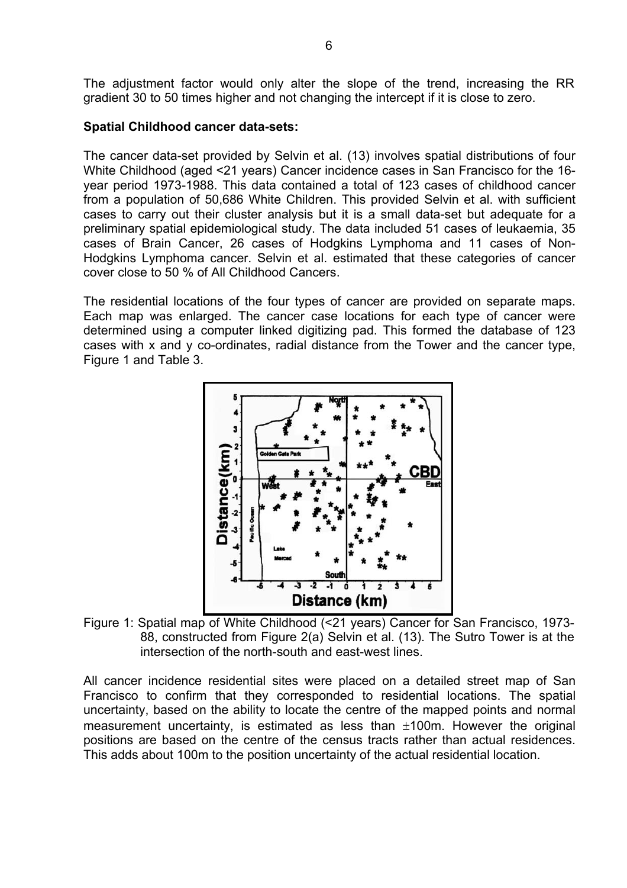The adjustment factor would only alter the slope of the trend, increasing the RR gradient 30 to 50 times higher and not changing the intercept if it is close to zero.

**Spatial Childhood cancer data-sets:**

The cancer data-set provided by Selvin et al. (13) involves spatial distributions of four White Childhood (aged <21 years) Cancer incidence cases in San Francisco for the 16-year period 1973-1988. This data contained a total of 123 cases of childhood cancer from a population of 50,686 White Children. This provided Selvin et al. with sufficient cases to carry out their cluster analysis but it is a small data-set but adequate for a preliminary spatial epidemiological study. The data included 51 cases of leukaemia, 35 cases of Brain Cancer, 26 cases of Hodgkins Lymphoma and 11 cases of Non-Hodgkins Lymphoma cancer. Selvin et al. estimated that these categories of cancer cover close to 50 % of All Childhood Cancers.

The residential locations of the four types of cancer are provided on separate maps. Each map was enlarged. The cancer case locations for each type of cancer were determined using a computer linked digitizing pad. This formed the database of 123 cases with x and y co-ordinates, radial distance from the Tower and the cancer type, Figure 1 and Table 3.

North
South
West
East
CBD
Golden Gate Park
Pacific Ocean
Lake Merced
Distance(km)
5
4
3
2
1
0
-1
-2
-3
-4
-5
-6
-5 -4 -3 -2 -1 0 1 2 3 4 5
Distance (km)

Figure 1: Spatial map of White Childhood (<21 years) Cancer for San Francisco, 1973-88, constructed from Figure 2(a) Selvin et al. (13). The Sutro Tower is at the intersection of the north-south and east-west lines.

All cancer incidence residential sites were placed on a detailed street map of San Francisco to confirm that they corresponded to residential locations. The spatial uncertainty, based on the ability to locate the centre of the mapped points and normal measurement uncertainty, is estimated as less than ±100m. However the original positions are based on the centre of the census tracts rather than actual residences. This adds about 100m to the position uncertainty of the actual residential location.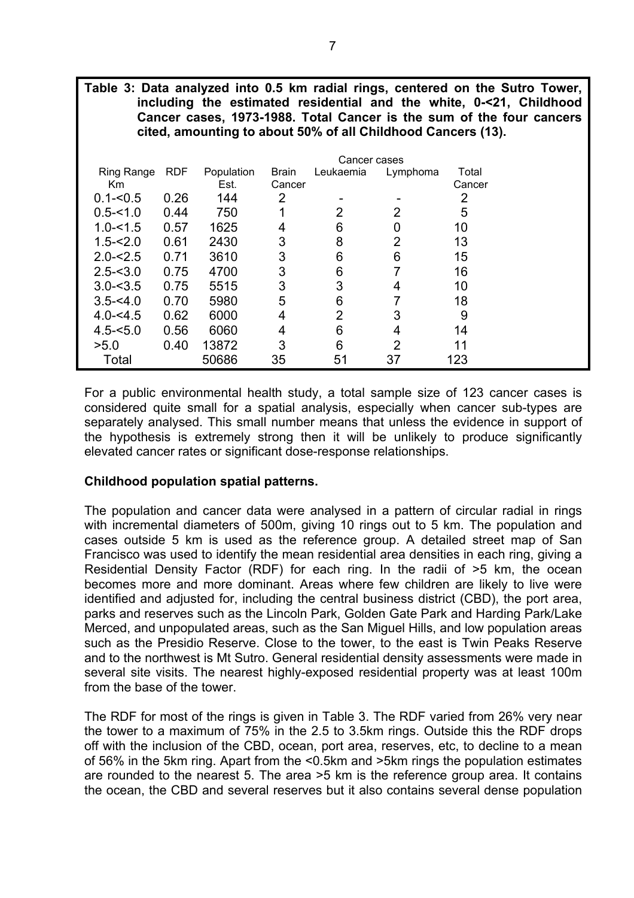**Table 3: Data analyzed into 0.5 km radial rings, centered on the Sutro Tower, including the estimated residential and the white, 0-<21, Childhood Cancer cases, 1973-1988. Total Cancer is the sum of the four cancers cited, amounting to about 50% of all Childhood Cancers (13).**

| Ring Range Km | RDF | Population Est. | Cancer cases Brain Cancer | Leukaemia | Lymphoma | Total Cancer |
|---|---|---|---|---|---|---|
| 0.1-<0.5 | 0.26 | 144 | 2 | - | - | 2 |
| 0.5-<1.0 | 0.44 | 750 | 1 | 2 | 2 | 5 |
| 1.0-<1.5 | 0.57 | 1625 | 4 | 6 | 0 | 10 |
| 1.5-<2.0 | 0.61 | 2430 | 3 | 8 | 2 | 13 |
| 2.0-<2.5 | 0.71 | 3610 | 3 | 6 | 6 | 15 |
| 2.5-<3.0 | 0.75 | 4700 | 3 | 6 | 7 | 16 |
| 3.0-<3.5 | 0.75 | 5515 | 3 | 3 | 4 | 10 |
| 3.5-<4.0 | 0.70 | 5980 | 5 | 6 | 7 | 18 |
| 4.0-<4.5 | 0.62 | 6000 | 4 | 2 | 3 | 9 |
| 4.5-<5.0 | 0.56 | 6060 | 4 | 6 | 4 | 14 |
| >5.0 | 0.40 | 13872 | 3 | 6 | 2 | 11 |
| Total | | 50686 | 35 | 51 | 37 | 123 |

For a public environmental health study, a total sample size of 123 cancer cases is considered quite small for a spatial analysis, especially when cancer sub-types are separately analysed. This small number means that unless the evidence in support of the hypothesis is extremely strong then it will be unlikely to produce significantly elevated cancer rates or significant dose-response relationships.

**Childhood population spatial patterns.**

The population and cancer data were analysed in a pattern of circular radial in rings with incremental diameters of 500m, giving 10 rings out to 5 km. The population and cases outside 5 km is used as the reference group. A detailed street map of San Francisco was used to identify the mean residential area densities in each ring, giving a Residential Density Factor (RDF) for each ring. In the radii of >5 km, the ocean becomes more and more dominant. Areas where few children are likely to live were identified and adjusted for, including the central business district (CBD), the port area, parks and reserves such as the Lincoln Park, Golden Gate Park and Harding Park/Lake Merced, and unpopulated areas, such as the San Miguel Hills, and low population areas such as the Presidio Reserve. Close to the tower, to the east is Twin Peaks Reserve and to the northwest is Mt Sutro. General residential density assessments were made in several site visits. The nearest highly-exposed residential property was at least 100m from the base of the tower.

The RDF for most of the rings is given in Table 3. The RDF varied from 26% very near the tower to a maximum of 75% in the 2.5 to 3.5km rings. Outside this the RDF drops off with the inclusion of the CBD, ocean, port area, reserves, etc, to decline to a mean of 56% in the 5km ring. Apart from the <0.5km and >5km rings the population estimates are rounded to the nearest 5. The area >5 km is the reference group area. It contains the ocean, the CBD and several reserves but it also contains several dense population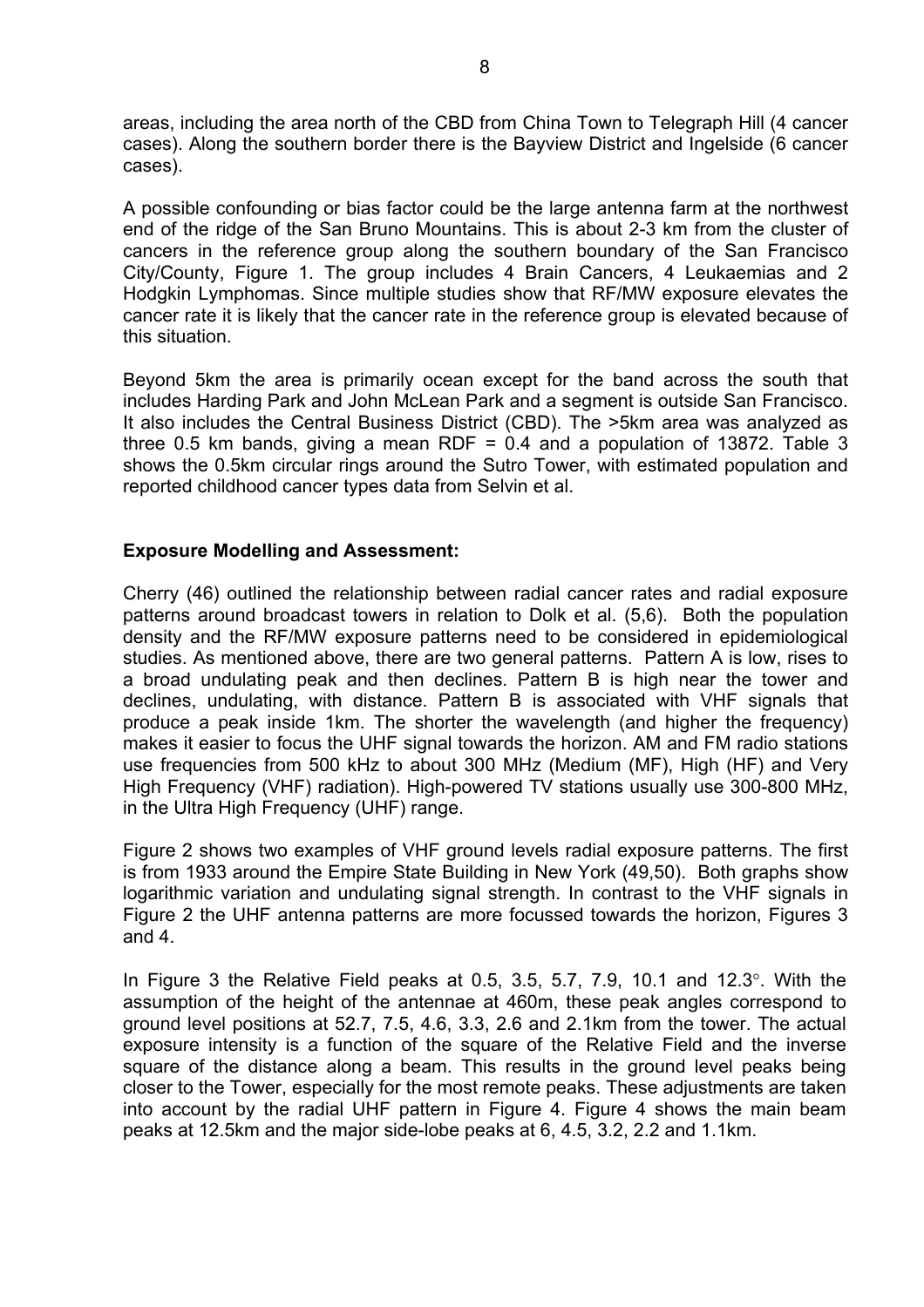areas, including the area north of the CBD from China Town to Telegraph Hill (4 cancer cases). Along the southern border there is the Bayview District and Ingelside (6 cancer cases).

A possible confounding or bias factor could be the large antenna farm at the northwest end of the ridge of the San Bruno Mountains. This is about 2-3 km from the cluster of cancers in the reference group along the southern boundary of the San Francisco City/County, Figure 1. The group includes 4 Brain Cancers, 4 Leukaemias and 2 Hodgkin Lymphomas. Since multiple studies show that RF/MW exposure elevates the cancer rate it is likely that the cancer rate in the reference group is elevated because of this situation.

Beyond 5km the area is primarily ocean except for the band across the south that includes Harding Park and John McLean Park and a segment is outside San Francisco. It also includes the Central Business District (CBD). The >5km area was analyzed as three 0.5 km bands, giving a mean RDF = 0.4 and a population of 13872. Table 3 shows the 0.5km circular rings around the Sutro Tower, with estimated population and reported childhood cancer types data from Selvin et al.

**Exposure Modelling and Assessment:**

Cherry (46) outlined the relationship between radial cancer rates and radial exposure patterns around broadcast towers in relation to Dolk et al. (5,6). Both the population density and the RF/MW exposure patterns need to be considered in epidemiological studies. As mentioned above, there are two general patterns. Pattern A is low, rises to a broad undulating peak and then declines. Pattern B is high near the tower and declines, undulating, with distance. Pattern B is associated with VHF signals that produce a peak inside 1km. The shorter the wavelength (and higher the frequency) makes it easier to focus the UHF signal towards the horizon. AM and FM radio stations use frequencies from 500 kHz to about 300 MHz (Medium (MF), High (HF) and Very High Frequency (VHF) radiation). High-powered TV stations usually use 300-800 MHz, in the Ultra High Frequency (UHF) range.

Figure 2 shows two examples of VHF ground levels radial exposure patterns. The first is from 1933 around the Empire State Building in New York (49,50). Both graphs show logarithmic variation and undulating signal strength. In contrast to the VHF signals in Figure 2 the UHF antenna patterns are more focussed towards the horizon, Figures 3 and 4.

In Figure 3 the Relative Field peaks at 0.5, 3.5, 5.7, 7.9, 10.1 and 12.3°. With the assumption of the height of the antennae at 460m, these peak angles correspond to ground level positions at 52.7, 7.5, 4.6, 3.3, 2.6 and 2.1km from the tower. The actual exposure intensity is a function of the square of the Relative Field and the inverse square of the distance along a beam. This results in the ground level peaks being closer to the Tower, especially for the most remote peaks. These adjustments are taken into account by the radial UHF pattern in Figure 4. Figure 4 shows the main beam peaks at 12.5km and the major side-lobe peaks at 6, 4.5, 3.2, 2.2 and 1.1km.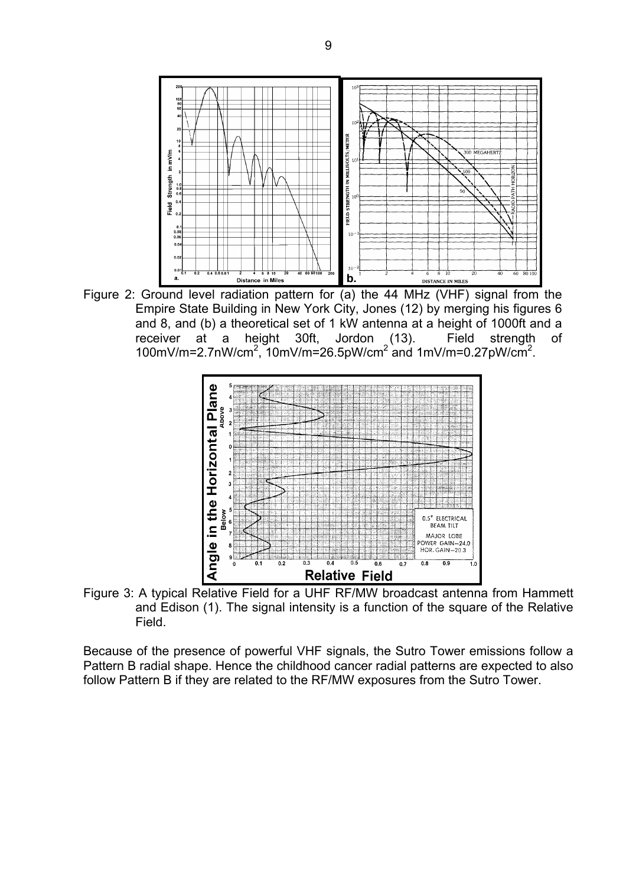200
100
80
60
40
20
10
8
6
4
2
1.0
0.8
0.6
0.4
0.2
0.1
0.08
0.06
0.04
0.02
0.01
Field Strength in mV/m
0.1 0.2 0.4 0.6 0.8 1 2 4 6 8 10 20 40 60 80 100 200
Distance in Miles
a.

$10^3$
$10^2$
$10^1$
$10^0$
$10^{-1}$
$10^{-2}$
FIELD STRENGTH IN MILLIVOLTS/METER
300 MEGAHERTZ
100
50
RADIO PATH HORIZON
1 2 4 6 8 10 20 40 60 80 100
DISTANCE IN MILES
b.

Figure 2: Ground level radiation pattern for (a) the 44 MHz (VHF) signal from the Empire State Building in New York City, Jones (12) by merging his figures 6 and 8, and (b) a theoretical set of 1 kW antenna at a height of 1000ft and a receiver at a height 30ft, Jordon (13). Field strength of 100mV/m=2.7nW/cm$^2$, 10mV/m=26.5pW/cm$^2$ and 1mV/m=0.27pW/cm$^2$.

Angle in the Horizontal Plane
Above
5
4
3
2
1
0
1
2
3
4
5
6
7
8
9
Below
0.5° ELECTRICAL BEAM TILT
MAJOR LOBE POWER GAIN—24.0
HOR. GAIN—20.3
0 0.1 0.2 0.3 0.4 0.5 0.6 0.7 0.8 0.9 1.0
Relative Field

Figure 3: A typical Relative Field for a UHF RF/MW broadcast antenna from Hammett and Edison (1). The signal intensity is a function of the square of the Relative Field.

Because of the presence of powerful VHF signals, the Sutro Tower emissions follow a Pattern B radial shape. Hence the childhood cancer radial patterns are expected to also follow Pattern B if they are related to the RF/MW exposures from the Sutro Tower.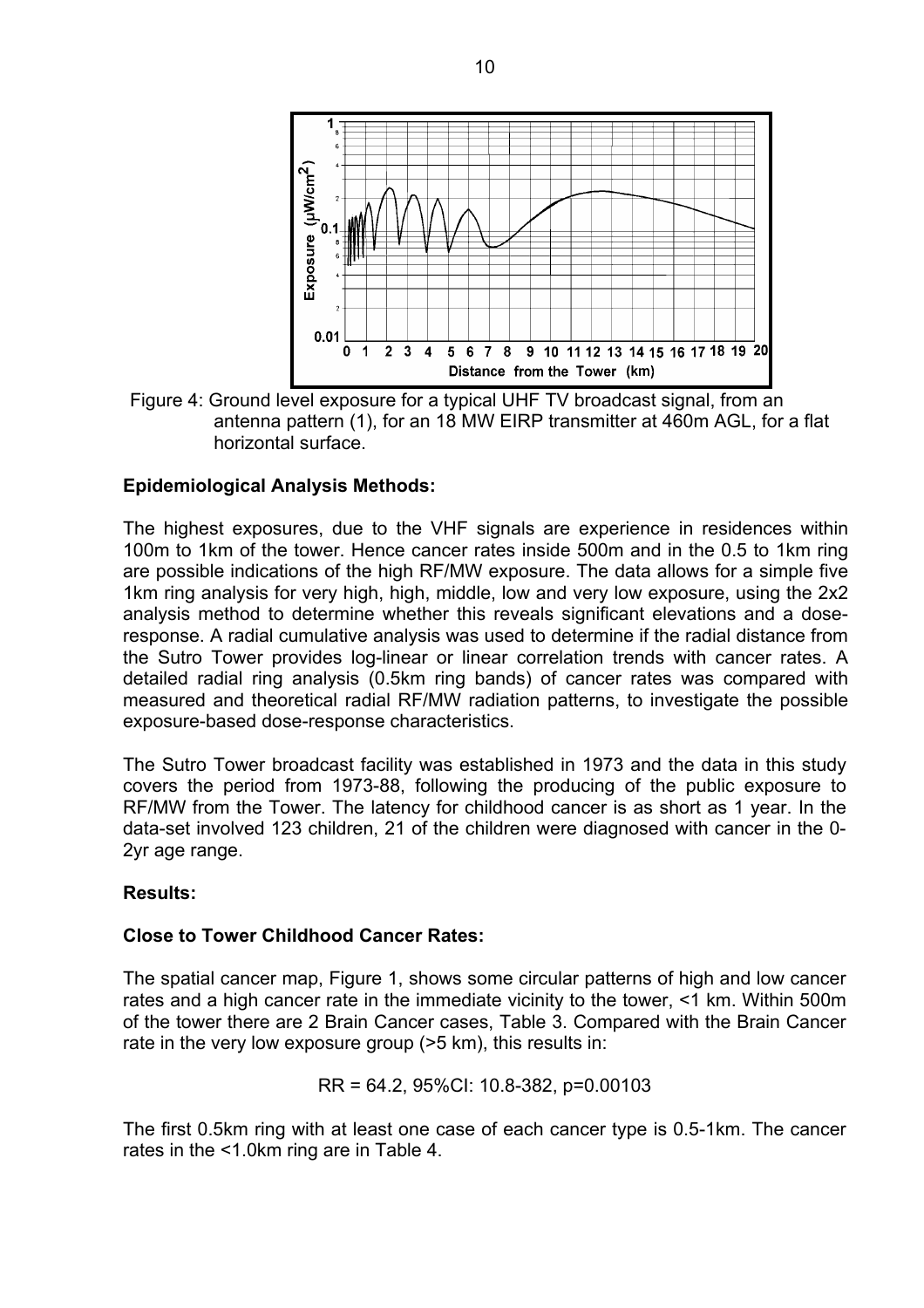Exposure (μW/cm²)

1

0.1

0.01

0 1 2 3 4 5 6 7 8 9 10 11 12 13 14 15 16 17 18 19 20

Distance from the Tower (km)

Figure 4: Ground level exposure for a typical UHF TV broadcast signal, from an antenna pattern (1), for an 18 MW EIRP transmitter at 460m AGL, for a flat horizontal surface.

### Epidemiological Analysis Methods:

The highest exposures, due to the VHF signals are experience in residences within 100m to 1km of the tower. Hence cancer rates inside 500m and in the 0.5 to 1km ring are possible indications of the high RF/MW exposure. The data allows for a simple five 1km ring analysis for very high, high, middle, low and very low exposure, using the 2x2 analysis method to determine whether this reveals significant elevations and a dose-response. A radial cumulative analysis was used to determine if the radial distance from the Sutro Tower provides log-linear or linear correlation trends with cancer rates. A detailed radial ring analysis (0.5km ring bands) of cancer rates was compared with measured and theoretical radial RF/MW radiation patterns, to investigate the possible exposure-based dose-response characteristics.

The Sutro Tower broadcast facility was established in 1973 and the data in this study covers the period from 1973-88, following the producing of the public exposure to RF/MW from the Tower. The latency for childhood cancer is as short as 1 year. In the data-set involved 123 children, 21 of the children were diagnosed with cancer in the 0-2yr age range.

### Results:

### Close to Tower Childhood Cancer Rates:

The spatial cancer map, Figure 1, shows some circular patterns of high and low cancer rates and a high cancer rate in the immediate vicinity to the tower, <1 km. Within 500m of the tower there are 2 Brain Cancer cases, Table 3. Compared with the Brain Cancer rate in the very low exposure group (>5 km), this results in:

$$RR = 64.2, \ 95\%CI: 10.8\text{-}382, \ p=0.00103$$

The first 0.5km ring with at least one case of each cancer type is 0.5-1km. The cancer rates in the <1.0km ring are in Table 4.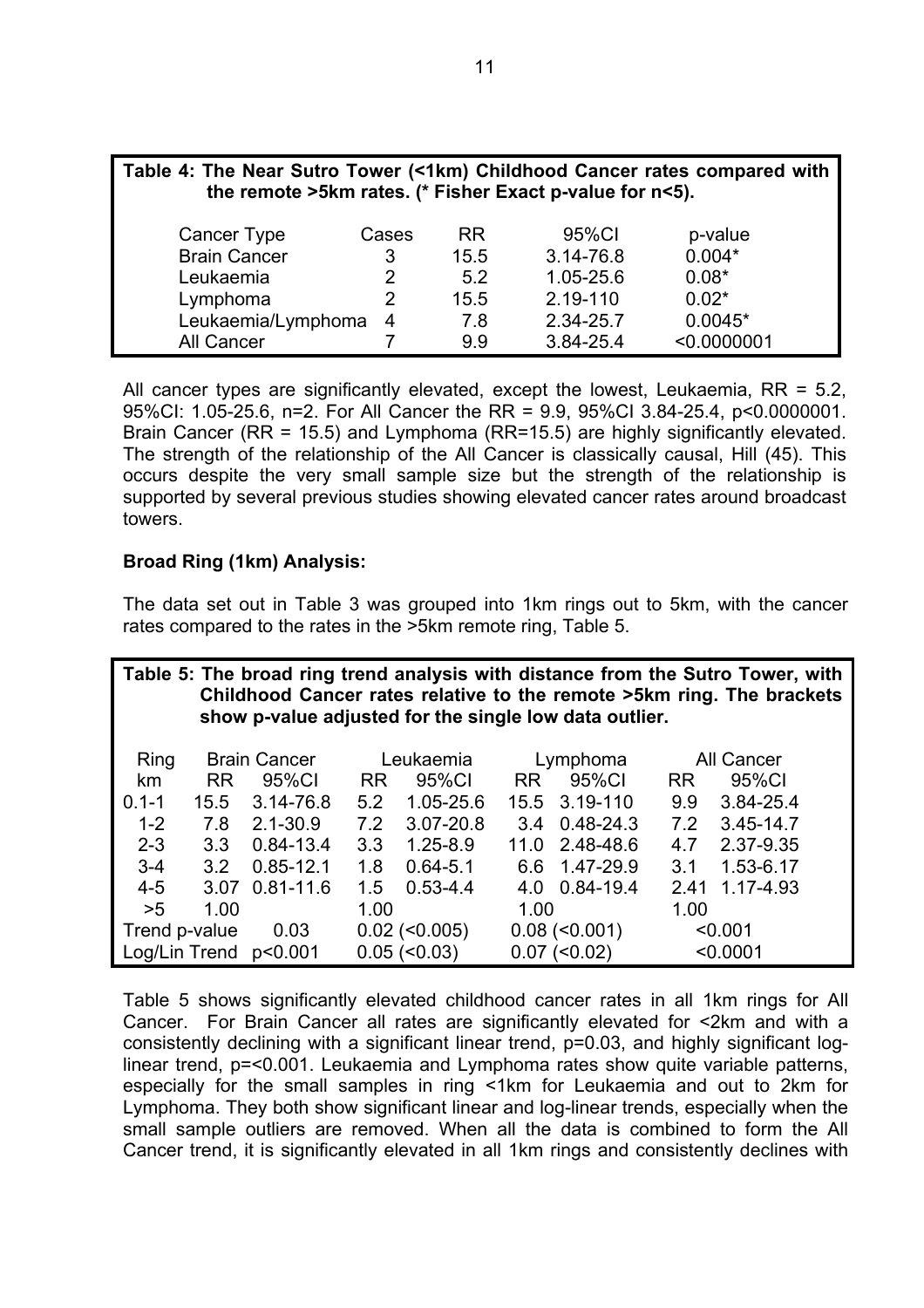**Table 4: The Near Sutro Tower (<1km) Childhood Cancer rates compared with the remote >5km rates. (* Fisher Exact p-value for n<5).**

| Cancer Type | Cases | RR | 95%CI | p-value |
|---|---|---|---|---|
| Brain Cancer | 3 | 15.5 | 3.14-76.8 | 0.004* |
| Leukaemia | 2 | 5.2 | 1.05-25.6 | 0.08* |
| Lymphoma | 2 | 15.5 | 2.19-110 | 0.02* |
| Leukaemia/Lymphoma | 4 | 7.8 | 2.34-25.7 | 0.0045* |
| All Cancer | 7 | 9.9 | 3.84-25.4 | <0.0000001 |

All cancer types are significantly elevated, except the lowest, Leukaemia, RR = 5.2, 95%CI: 1.05-25.6, n=2. For All Cancer the RR = 9.9, 95%CI 3.84-25.4, p<0.0000001. Brain Cancer (RR = 15.5) and Lymphoma (RR=15.5) are highly significantly elevated. The strength of the relationship of the All Cancer is classically causal, Hill (45). This occurs despite the very small sample size but the strength of the relationship is supported by several previous studies showing elevated cancer rates around broadcast towers.

**Broad Ring (1km) Analysis:**

The data set out in Table 3 was grouped into 1km rings out to 5km, with the cancer rates compared to the rates in the >5km remote ring, Table 5.

**Table 5: The broad ring trend analysis with distance from the Sutro Tower, with Childhood Cancer rates relative to the remote >5km ring. The brackets show p-value adjusted for the single low data outlier.**

| Ring | Brain Cancer | | Leukaemia | | Lymphoma | | All Cancer | |
|---|---|---|---|---|---|---|---|---|
| km | RR | 95%CI | RR | 95%CI | RR | 95%CI | RR | 95%CI |
| 0.1-1 | 15.5 | 3.14-76.8 | 5.2 | 1.05-25.6 | 15.5 | 3.19-110 | 9.9 | 3.84-25.4 |
| 1-2 | 7.8 | 2.1-30.9 | 7.2 | 3.07-20.8 | 3.4 | 0.48-24.3 | 7.2 | 3.45-14.7 |
| 2-3 | 3.3 | 0.84-13.4 | 3.3 | 1.25-8.9 | 11.0 | 2.48-48.6 | 4.7 | 2.37-9.35 |
| 3-4 | 3.2 | 0.85-12.1 | 1.8 | 0.64-5.1 | 6.6 | 1.47-29.9 | 3.1 | 1.53-6.17 |
| 4-5 | 3.07 | 0.81-11.6 | 1.5 | 0.53-4.4 | 4.0 | 0.84-19.4 | 2.41 | 1.17-4.93 |
| >5 | 1.00 | | 1.00 | | 1.00 | | 1.00 | |
| Trend p-value | | 0.03 | 0.02 (<0.005) | | 0.08 (<0.001) | | <0.001 | |
| Log/Lin Trend | | p<0.001 | 0.05 (<0.03) | | 0.07 (<0.02) | | <0.0001 | |

Table 5 shows significantly elevated childhood cancer rates in all 1km rings for All Cancer. For Brain Cancer all rates are significantly elevated for <2km and with a consistently declining with a significant linear trend, p=0.03, and highly significant log-linear trend, p=<0.001. Leukaemia and Lymphoma rates show quite variable patterns, especially for the small samples in ring <1km for Leukaemia and out to 2km for Lymphoma. They both show significant linear and log-linear trends, especially when the small sample outliers are removed. When all the data is combined to form the All Cancer trend, it is significantly elevated in all 1km rings and consistently declines with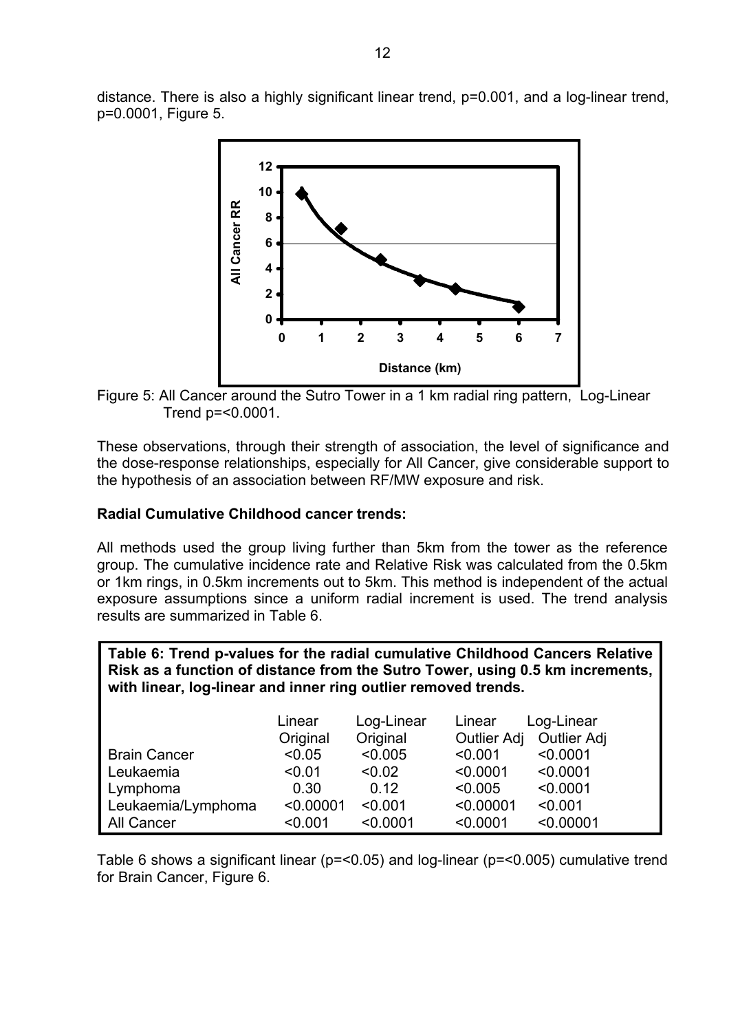distance. There is also a highly significant linear trend, p=0.001, and a log-linear trend, p=0.0001, Figure 5.

All Cancer RR

12
10
8
6
4
2
0

0 1 2 3 4 5 6 7

Distance (km)

Figure 5: All Cancer around the Sutro Tower in a 1 km radial ring pattern, Log-Linear Trend p=<0.0001.

These observations, through their strength of association, the level of significance and the dose-response relationships, especially for All Cancer, give considerable support to the hypothesis of an association between RF/MW exposure and risk.

**Radial Cumulative Childhood cancer trends:**

All methods used the group living further than 5km from the tower as the reference group. The cumulative incidence rate and Relative Risk was calculated from the 0.5km or 1km rings, in 0.5km increments out to 5km. This method is independent of the actual exposure assumptions since a uniform radial increment is used. The trend analysis results are summarized in Table 6.

**Table 6: Trend p-values for the radial cumulative Childhood Cancers Relative Risk as a function of distance from the Sutro Tower, using 0.5 km increments, with linear, log-linear and inner ring outlier removed trends.**

| | Linear Original | Log-Linear Original | Linear Outlier Adj | Log-Linear Outlier Adj |
|---|---|---|---|---|
| Brain Cancer | <0.05 | <0.005 | <0.001 | <0.0001 |
| Leukaemia | <0.01 | <0.02 | <0.0001 | <0.0001 |
| Lymphoma | 0.30 | 0.12 | <0.005 | <0.0001 |
| Leukaemia/Lymphoma | <0.00001 | <0.001 | <0.00001 | <0.001 |
| All Cancer | <0.001 | <0.0001 | <0.0001 | <0.00001 |

Table 6 shows a significant linear (p=<0.05) and log-linear (p=<0.005) cumulative trend for Brain Cancer, Figure 6.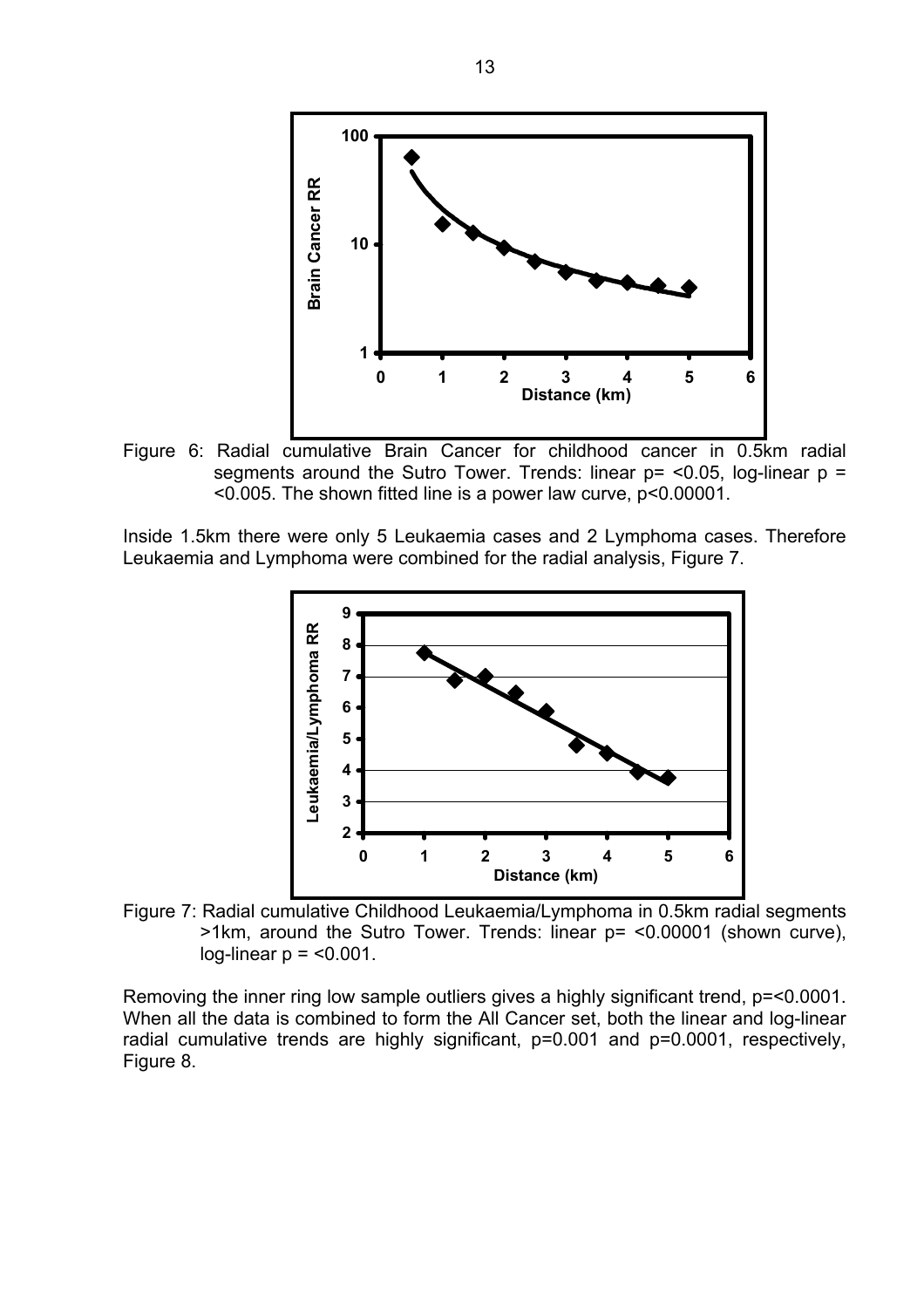Brain Cancer RR

100

10

1

0 1 2 3 4 5 6

Distance (km)

Figure 6: Radial cumulative Brain Cancer for childhood cancer in 0.5km radial segments around the Sutro Tower. Trends: linear p= <0.05, log-linear p = <0.005. The shown fitted line is a power law curve, p<0.00001.

Inside 1.5km there were only 5 Leukaemia cases and 2 Lymphoma cases. Therefore Leukaemia and Lymphoma were combined for the radial analysis, Figure 7.

Leukaemia/Lymphoma RR

9

8

7

6

5

4

3

2

0 1 2 3 4 5 6

Distance (km)

Figure 7: Radial cumulative Childhood Leukaemia/Lymphoma in 0.5km radial segments >1km, around the Sutro Tower. Trends: linear p= <0.00001 (shown curve), log-linear p = <0.001.

Removing the inner ring low sample outliers gives a highly significant trend, p=<0.0001. When all the data is combined to form the All Cancer set, both the linear and log-linear radial cumulative trends are highly significant, p=0.001 and p=0.0001, respectively, Figure 8.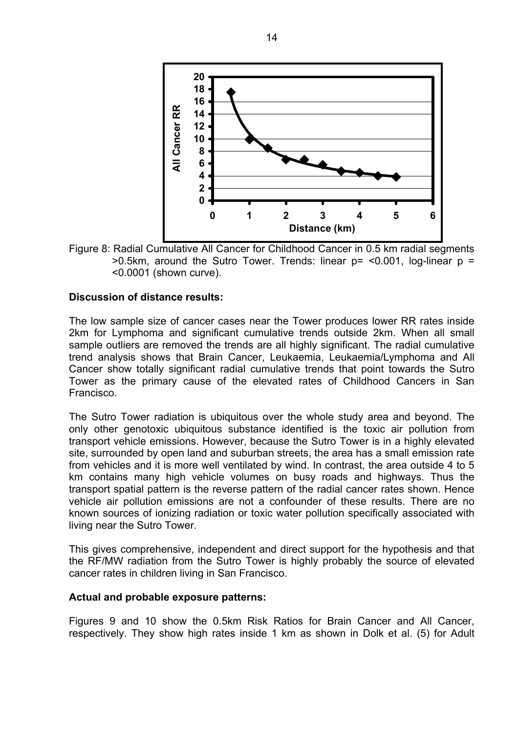All Cancer RR

20
18
16
14
12
10
8
6
4
2
0

0 1 2 3 4 5 6

Distance (km)

Figure 8: Radial Cumulative All Cancer for Childhood Cancer in 0.5 km radial segments >0.5km, around the Sutro Tower. Trends: linear p= <0.001, log-linear p = <0.0001 (shown curve).

**Discussion of distance results:**

The low sample size of cancer cases near the Tower produces lower RR rates inside 2km for Lymphoma and significant cumulative trends outside 2km. When all small sample outliers are removed the trends are all highly significant. The radial cumulative trend analysis shows that Brain Cancer, Leukaemia, Leukaemia/Lymphoma and All Cancer show totally significant radial cumulative trends that point towards the Sutro Tower as the primary cause of the elevated rates of Childhood Cancers in San Francisco.

The Sutro Tower radiation is ubiquitous over the whole study area and beyond. The only other genotoxic ubiquitous substance identified is the toxic air pollution from transport vehicle emissions. However, because the Sutro Tower is in a highly elevated site, surrounded by open land and suburban streets, the area has a small emission rate from vehicles and it is more well ventilated by wind. In contrast, the area outside 4 to 5 km contains many high vehicle volumes on busy roads and highways. Thus the transport spatial pattern is the reverse pattern of the radial cancer rates shown. Hence vehicle air pollution emissions are not a confounder of these results. There are no known sources of ionizing radiation or toxic water pollution specifically associated with living near the Sutro Tower.

This gives comprehensive, independent and direct support for the hypothesis and that the RF/MW radiation from the Sutro Tower is highly probably the source of elevated cancer rates in children living in San Francisco.

**Actual and probable exposure patterns:**

Figures 9 and 10 show the 0.5km Risk Ratios for Brain Cancer and All Cancer, respectively. They show high rates inside 1 km as shown in Dolk et al. (5) for Adult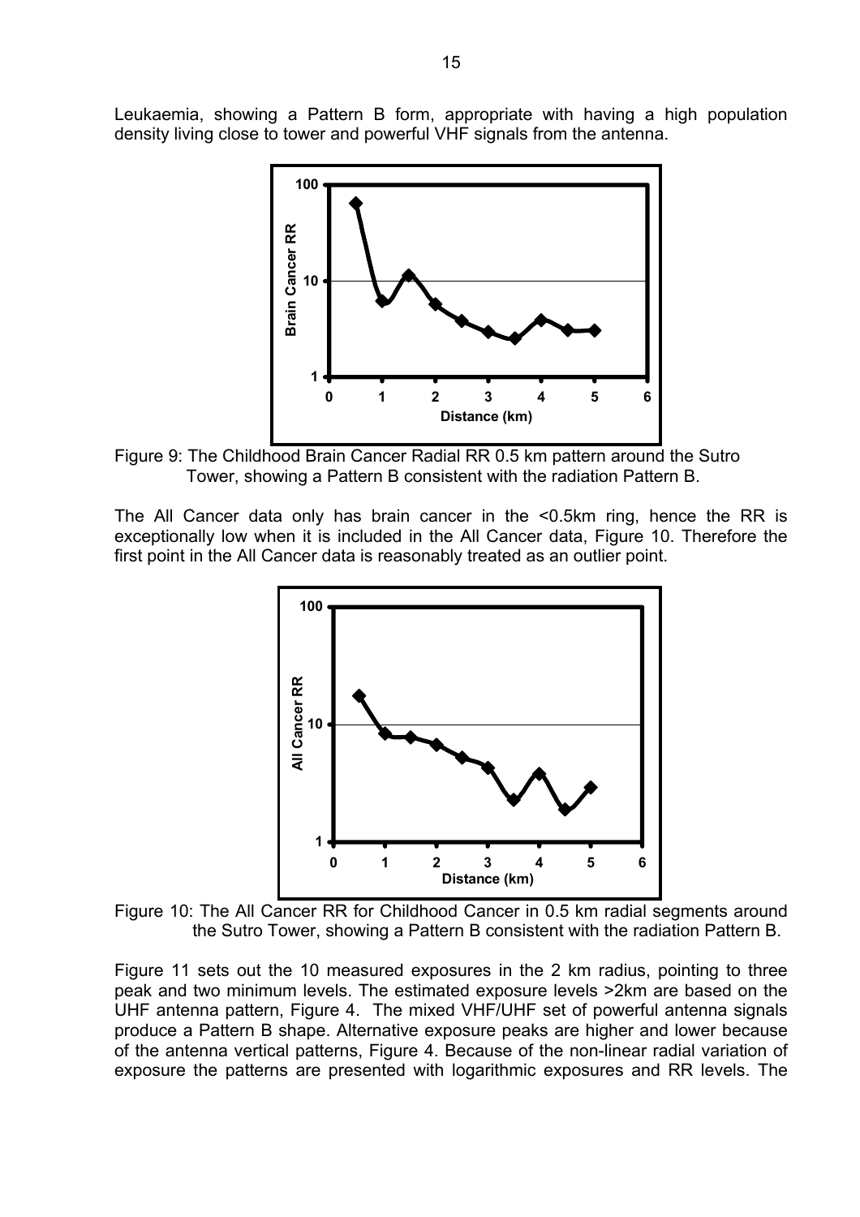Leukaemia, showing a Pattern B form, appropriate with having a high population density living close to tower and powerful VHF signals from the antenna.

100
10
1
Brain Cancer RR
0 1 2 3 4 5 6
Distance (km)

Figure 9: The Childhood Brain Cancer Radial RR 0.5 km pattern around the Sutro Tower, showing a Pattern B consistent with the radiation Pattern B.

The All Cancer data only has brain cancer in the <0.5km ring, hence the RR is exceptionally low when it is included in the All Cancer data, Figure 10. Therefore the first point in the All Cancer data is reasonably treated as an outlier point.

100
10
1
All Cancer RR
0 1 2 3 4 5 6
Distance (km)

Figure 10: The All Cancer RR for Childhood Cancer in 0.5 km radial segments around the Sutro Tower, showing a Pattern B consistent with the radiation Pattern B.

Figure 11 sets out the 10 measured exposures in the 2 km radius, pointing to three peak and two minimum levels. The estimated exposure levels >2km are based on the UHF antenna pattern, Figure 4. The mixed VHF/UHF set of powerful antenna signals produce a Pattern B shape. Alternative exposure peaks are higher and lower because of the antenna vertical patterns, Figure 4. Because of the non-linear radial variation of exposure the patterns are presented with logarithmic exposures and RR levels. The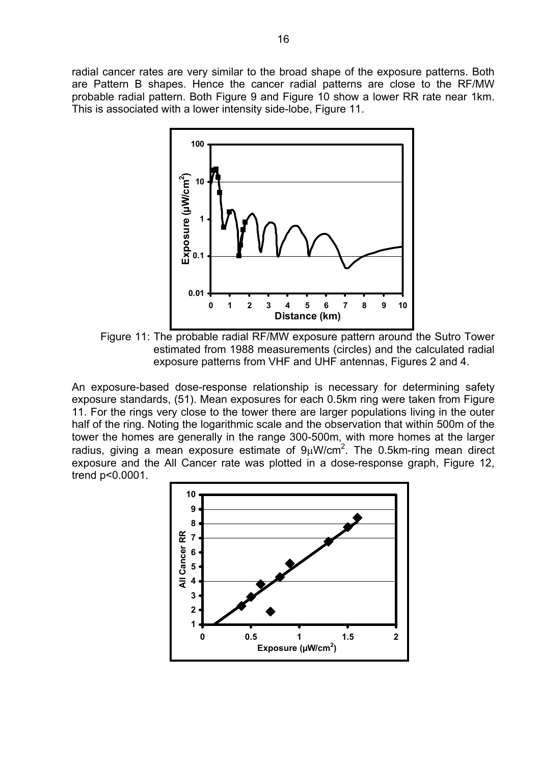radial cancer rates are very similar to the broad shape of the exposure patterns. Both are Pattern B shapes. Hence the cancer radial patterns are close to the RF/MW probable radial pattern. Both Figure 9 and Figure 10 show a lower RR rate near 1km. This is associated with a lower intensity side-lobe, Figure 11.

100
10
1
0.1
0.01
Exposure ($\mu W/cm^2$)
0 1 2 3 4 5 6 7 8 9 10
Distance (km)

Figure 11: The probable radial RF/MW exposure pattern around the Sutro Tower estimated from 1988 measurements (circles) and the calculated radial exposure patterns from VHF and UHF antennas, Figures 2 and 4.

An exposure-based dose-response relationship is necessary for determining safety exposure standards, (51). Mean exposures for each 0.5km ring were taken from Figure 11. For the rings very close to the tower there are larger populations living in the outer half of the ring. Noting the logarithmic scale and the observation that within 500m of the tower the homes are generally in the range 300-500m, with more homes at the larger radius, giving a mean exposure estimate of $9\mu W/cm^2$. The 0.5km-ring mean direct exposure and the All Cancer rate was plotted in a dose-response graph, Figure 12, trend $p<0.0001$.

10
9
8
7
6
5
4
3
2
1
All Cancer RR
0 0.5 1 1.5 2
Exposure ($\mu W/cm^2$)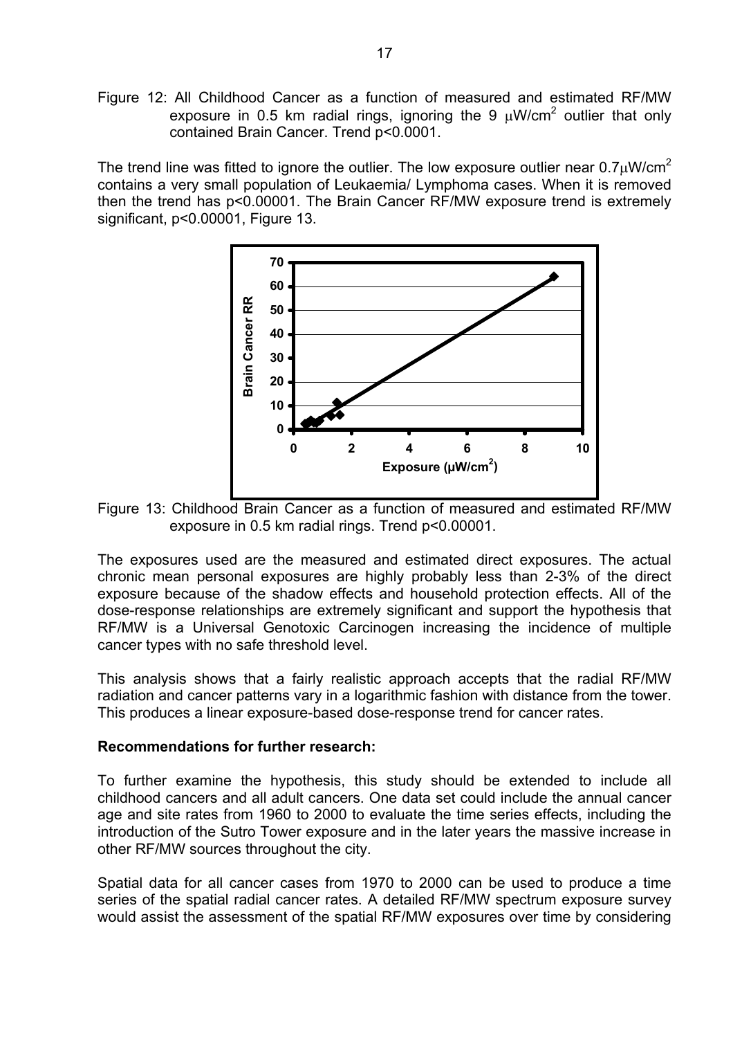Figure 12: All Childhood Cancer as a function of measured and estimated RF/MW exposure in 0.5 km radial rings, ignoring the 9 $\mu W/cm^2$ outlier that only contained Brain Cancer. Trend $p<0.0001$.

The trend line was fitted to ignore the outlier. The low exposure outlier near $0.7\mu W/cm^2$ contains a very small population of Leukaemia/ Lymphoma cases. When it is removed then the trend has $p<0.00001$. The Brain Cancer RF/MW exposure trend is extremely significant, $p<0.00001$, Figure 13.

Brain Cancer RR

70
60
50
40
30
20
10
0

0
2
4
6
8
10

Exposure ($\mu W/cm^2$)

Figure 13: Childhood Brain Cancer as a function of measured and estimated RF/MW exposure in 0.5 km radial rings. Trend $p<0.00001$.

The exposures used are the measured and estimated direct exposures. The actual chronic mean personal exposures are highly probably less than 2-3% of the direct exposure because of the shadow effects and household protection effects. All of the dose-response relationships are extremely significant and support the hypothesis that RF/MW is a Universal Genotoxic Carcinogen increasing the incidence of multiple cancer types with no safe threshold level.

This analysis shows that a fairly realistic approach accepts that the radial RF/MW radiation and cancer patterns vary in a logarithmic fashion with distance from the tower. This produces a linear exposure-based dose-response trend for cancer rates.

**Recommendations for further research:**

To further examine the hypothesis, this study should be extended to include all childhood cancers and all adult cancers. One data set could include the annual cancer age and site rates from 1960 to 2000 to evaluate the time series effects, including the introduction of the Sutro Tower exposure and in the later years the massive increase in other RF/MW sources throughout the city.

Spatial data for all cancer cases from 1970 to 2000 can be used to produce a time series of the spatial radial cancer rates. A detailed RF/MW spectrum exposure survey would assist the assessment of the spatial RF/MW exposures over time by considering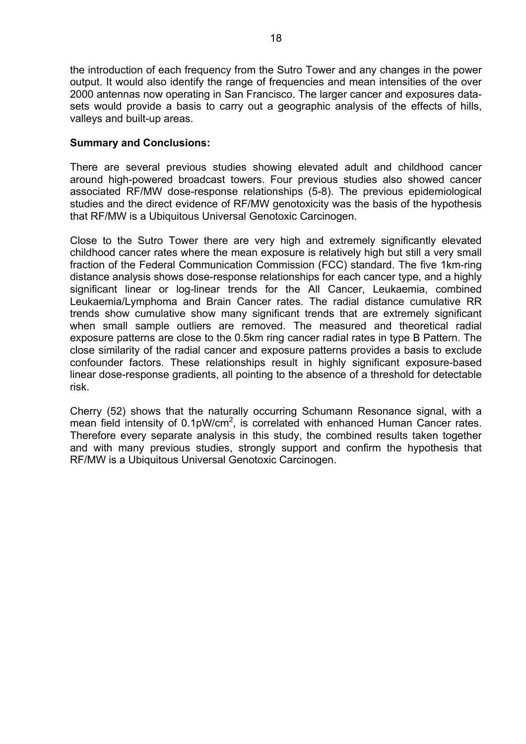the introduction of each frequency from the Sutro Tower and any changes in the power output. It would also identify the range of frequencies and mean intensities of the over 2000 antennas now operating in San Francisco. The larger cancer and exposures data-sets would provide a basis to carry out a geographic analysis of the effects of hills, valleys and built-up areas.

**Summary and Conclusions:**

There are several previous studies showing elevated adult and childhood cancer around high-powered broadcast towers. Four previous studies also showed cancer associated RF/MW dose-response relationships (5-8). The previous epidemiological studies and the direct evidence of RF/MW genotoxicity was the basis of the hypothesis that RF/MW is a Ubiquitous Universal Genotoxic Carcinogen.

Close to the Sutro Tower there are very high and extremely significantly elevated childhood cancer rates where the mean exposure is relatively high but still a very small fraction of the Federal Communication Commission (FCC) standard. The five 1km-ring distance analysis shows dose-response relationships for each cancer type, and a highly significant linear or log-linear trends for the All Cancer, Leukaemia, combined Leukaemia/Lymphoma and Brain Cancer rates. The radial distance cumulative RR trends show cumulative show many significant trends that are extremely significant when small sample outliers are removed. The measured and theoretical radial exposure patterns are close to the 0.5km ring cancer radial rates in type B Pattern. The close similarity of the radial cancer and exposure patterns provides a basis to exclude confounder factors. These relationships result in highly significant exposure-based linear dose-response gradients, all pointing to the absence of a threshold for detectable risk.

Cherry (52) shows that the naturally occurring Schumann Resonance signal, with a mean field intensity of $0.1pW/cm^2$, is correlated with enhanced Human Cancer rates. Therefore every separate analysis in this study, the combined results taken together and with many previous studies, strongly support and confirm the hypothesis that RF/MW is a Ubiquitous Universal Genotoxic Carcinogen.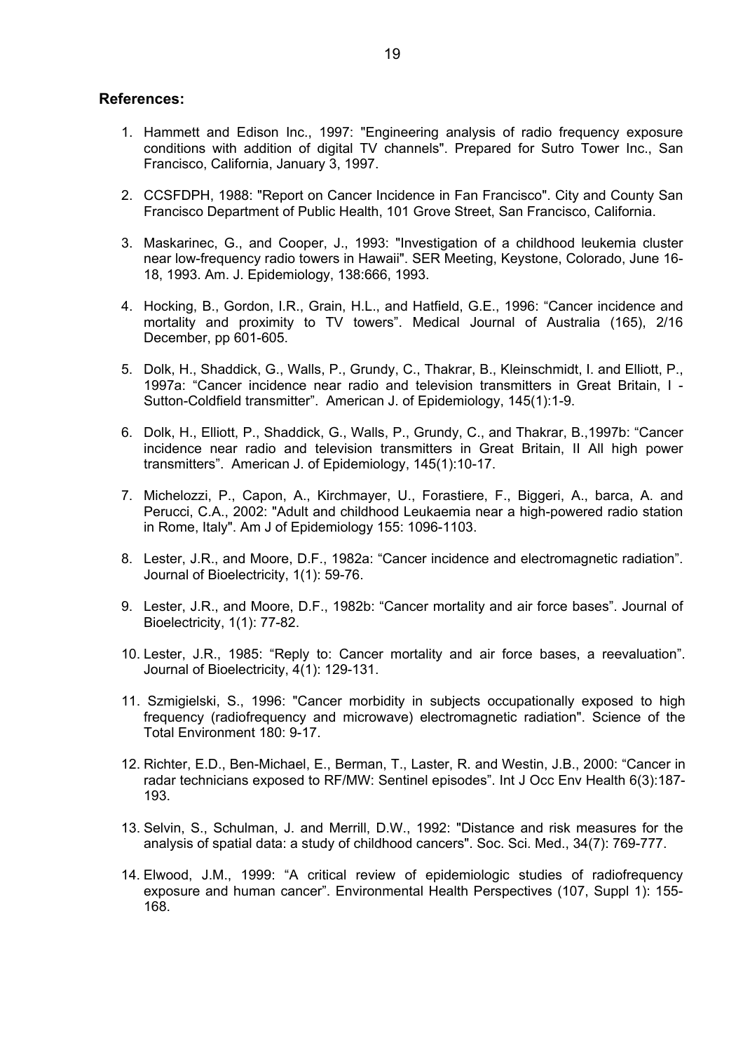**References:**

1. Hammett and Edison Inc., 1997: "Engineering analysis of radio frequency exposure conditions with addition of digital TV channels". Prepared for Sutro Tower Inc., San Francisco, California, January 3, 1997.

2. CCSFDPH, 1988: "Report on Cancer Incidence in Fan Francisco". City and County San Francisco Department of Public Health, 101 Grove Street, San Francisco, California.

3. Maskarinec, G., and Cooper, J., 1993: "Investigation of a childhood leukemia cluster near low-frequency radio towers in Hawaii". SER Meeting, Keystone, Colorado, June 16-18, 1993. Am. J. Epidemiology, 138:666, 1993.

4. Hocking, B., Gordon, I.R., Grain, H.L., and Hatfield, G.E., 1996: "Cancer incidence and mortality and proximity to TV towers". Medical Journal of Australia (165), 2/16 December, pp 601-605.

5. Dolk, H., Shaddick, G., Walls, P., Grundy, C., Thakrar, B., Kleinschmidt, I. and Elliott, P., 1997a: "Cancer incidence near radio and television transmitters in Great Britain, I - Sutton-Coldfield transmitter". American J. of Epidemiology, 145(1):1-9.

6. Dolk, H., Elliott, P., Shaddick, G., Walls, P., Grundy, C., and Thakrar, B.,1997b: "Cancer incidence near radio and television transmitters in Great Britain, II All high power transmitters". American J. of Epidemiology, 145(1):10-17.

7. Michelozzi, P., Capon, A., Kirchmayer, U., Forastiere, F., Biggeri, A., barca, A. and Perucci, C.A., 2002: "Adult and childhood Leukaemia near a high-powered radio station in Rome, Italy". Am J of Epidemiology 155: 1096-1103.

8. Lester, J.R., and Moore, D.F., 1982a: "Cancer incidence and electromagnetic radiation". Journal of Bioelectricity, 1(1): 59-76.

9. Lester, J.R., and Moore, D.F., 1982b: "Cancer mortality and air force bases". Journal of Bioelectricity, 1(1): 77-82.

10. Lester, J.R., 1985: "Reply to: Cancer mortality and air force bases, a reevaluation". Journal of Bioelectricity, 4(1): 129-131.

11. Szmigielski, S., 1996: "Cancer morbidity in subjects occupationally exposed to high frequency (radiofrequency and microwave) electromagnetic radiation". Science of the Total Environment 180: 9-17.

12. Richter, E.D., Ben-Michael, E., Berman, T., Laster, R. and Westin, J.B., 2000: "Cancer in radar technicians exposed to RF/MW: Sentinel episodes". Int J Occ Env Health 6(3):187-193.

13. Selvin, S., Schulman, J. and Merrill, D.W., 1992: "Distance and risk measures for the analysis of spatial data: a study of childhood cancers". Soc. Sci. Med., 34(7): 769-777.

14. Elwood, J.M., 1999: "A critical review of epidemiologic studies of radiofrequency exposure and human cancer". Environmental Health Perspectives (107, Suppl 1): 155-168.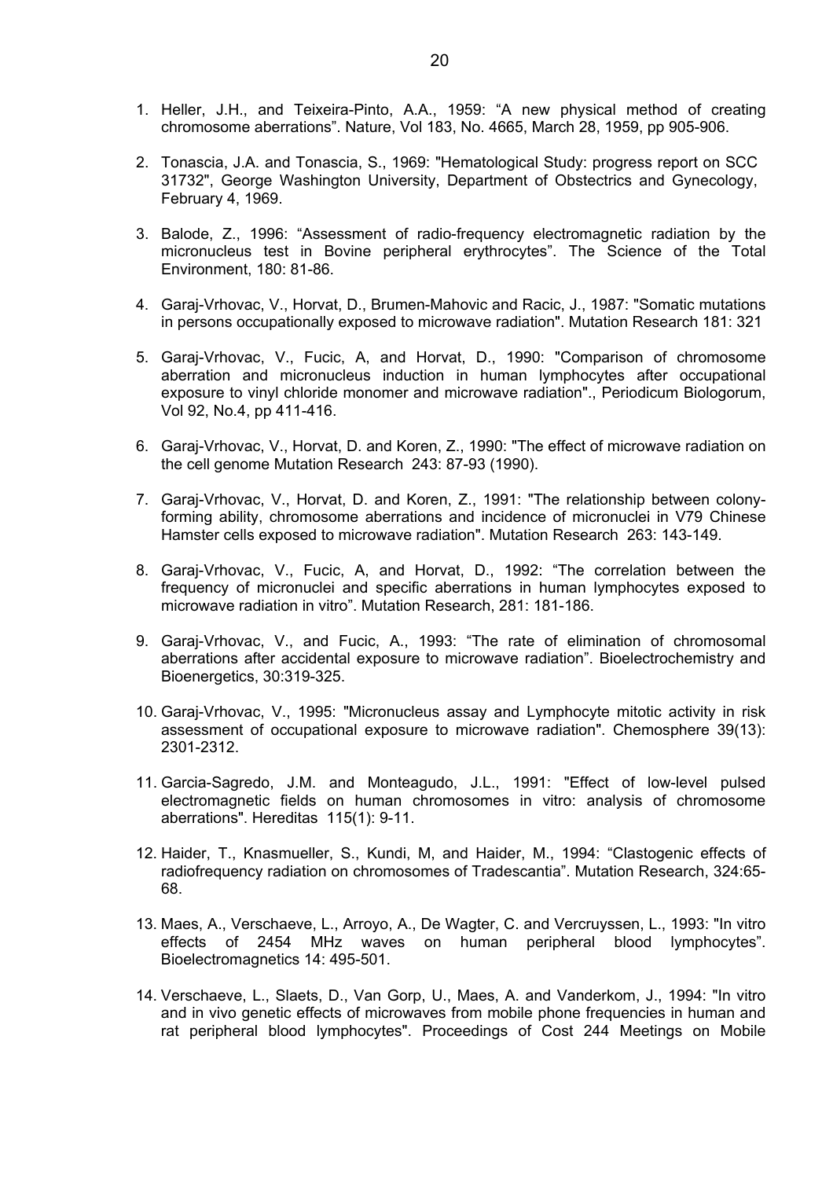1. Heller, J.H., and Teixeira-Pinto, A.A., 1959: "A new physical method of creating chromosome aberrations". Nature, Vol 183, No. 4665, March 28, 1959, pp 905-906.

2. Tonascia, J.A. and Tonascia, S., 1969: "Hematological Study: progress report on SCC 31732", George Washington University, Department of Obstectrics and Gynecology, February 4, 1969.

3. Balode, Z., 1996: "Assessment of radio-frequency electromagnetic radiation by the micronucleus test in Bovine peripheral erythrocytes". The Science of the Total Environment, 180: 81-86.

4. Garaj-Vrhovac, V., Horvat, D., Brumen-Mahovic and Racic, J., 1987: "Somatic mutations in persons occupationally exposed to microwave radiation". Mutation Research 181: 321

5. Garaj-Vrhovac, V., Fucic, A, and Horvat, D., 1990: "Comparison of chromosome aberration and micronucleus induction in human lymphocytes after occupational exposure to vinyl chloride monomer and microwave radiation"., Periodicum Biologorum, Vol 92, No.4, pp 411-416.

6. Garaj-Vrhovac, V., Horvat, D. and Koren, Z., 1990: "The effect of microwave radiation on the cell genome Mutation Research 243: 87-93 (1990).

7. Garaj-Vrhovac, V., Horvat, D. and Koren, Z., 1991: "The relationship between colony-forming ability, chromosome aberrations and incidence of micronuclei in V79 Chinese Hamster cells exposed to microwave radiation". Mutation Research 263: 143-149.

8. Garaj-Vrhovac, V., Fucic, A, and Horvat, D., 1992: "The correlation between the frequency of micronuclei and specific aberrations in human lymphocytes exposed to microwave radiation in vitro". Mutation Research, 281: 181-186.

9. Garaj-Vrhovac, V., and Fucic, A., 1993: "The rate of elimination of chromosomal aberrations after accidental exposure to microwave radiation". Bioelectrochemistry and Bioenergetics, 30:319-325.

10. Garaj-Vrhovac, V., 1995: "Micronucleus assay and Lymphocyte mitotic activity in risk assessment of occupational exposure to microwave radiation". Chemosphere 39(13): 2301-2312.

11. Garcia-Sagredo, J.M. and Monteagudo, J.L., 1991: "Effect of low-level pulsed electromagnetic fields on human chromosomes in vitro: analysis of chromosome aberrations". Hereditas 115(1): 9-11.

12. Haider, T., Knasmueller, S., Kundi, M, and Haider, M., 1994: "Clastogenic effects of radiofrequency radiation on chromosomes of Tradescantia". Mutation Research, 324:65-68.

13. Maes, A., Verschaeve, L., Arroyo, A., De Wagter, C. and Vercruyssen, L., 1993: "In vitro effects of 2454 MHz waves on human peripheral blood lymphocytes". Bioelectromagnetics 14: 495-501.

14. Verschaeve, L., Slaets, D., Van Gorp, U., Maes, A. and Vanderkom, J., 1994: "In vitro and in vivo genetic effects of microwaves from mobile phone frequencies in human and rat peripheral blood lymphocytes". Proceedings of Cost 244 Meetings on Mobile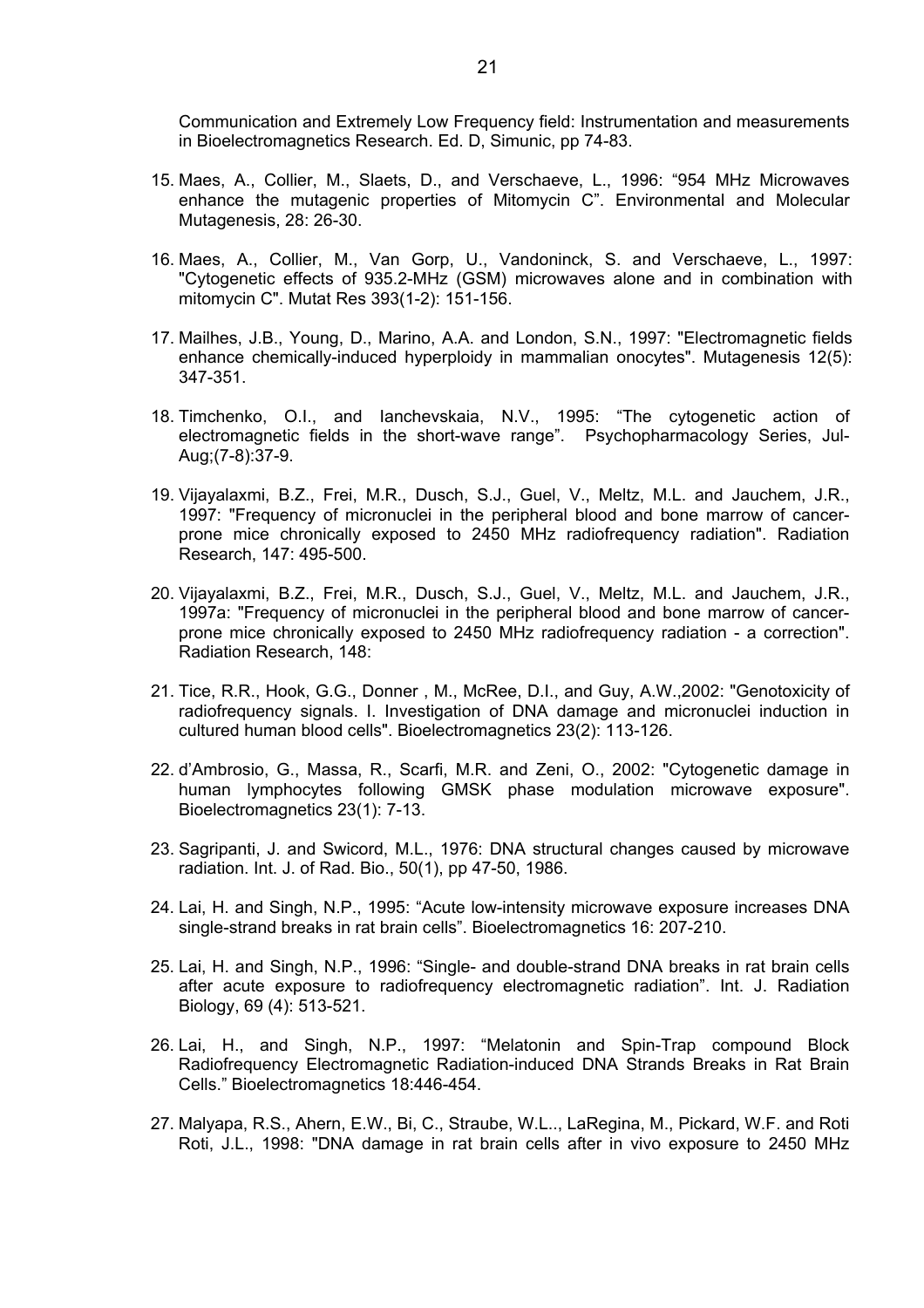Communication and Extremely Low Frequency field: Instrumentation and measurements in Bioelectromagnetics Research. Ed. D, Simunic, pp 74-83.

15. Maes, A., Collier, M., Slaets, D., and Verschaeve, L., 1996: "954 MHz Microwaves enhance the mutagenic properties of Mitomycin C". Environmental and Molecular Mutagenesis, 28: 26-30.

16. Maes, A., Collier, M., Van Gorp, U., Vandoninck, S. and Verschaeve, L., 1997: "Cytogenetic effects of 935.2-MHz (GSM) microwaves alone and in combination with mitomycin C". Mutat Res 393(1-2): 151-156.

17. Mailhes, J.B., Young, D., Marino, A.A. and London, S.N., 1997: "Electromagnetic fields enhance chemically-induced hyperploidy in mammalian onocytes". Mutagenesis 12(5): 347-351.

18. Timchenko, O.I., and Ianchevskaia, N.V., 1995: "The cytogenetic action of electromagnetic fields in the short-wave range". Psychopharmacology Series, Jul-Aug;(7-8):37-9.

19. Vijayalaxmi, B.Z., Frei, M.R., Dusch, S.J., Guel, V., Meltz, M.L. and Jauchem, J.R., 1997: "Frequency of micronuclei in the peripheral blood and bone marrow of cancer-prone mice chronically exposed to 2450 MHz radiofrequency radiation". Radiation Research, 147: 495-500.

20. Vijayalaxmi, B.Z., Frei, M.R., Dusch, S.J., Guel, V., Meltz, M.L. and Jauchem, J.R., 1997a: "Frequency of micronuclei in the peripheral blood and bone marrow of cancer-prone mice chronically exposed to 2450 MHz radiofrequency radiation - a correction". Radiation Research, 148:

21. Tice, R.R., Hook, G.G., Donner , M., McRee, D.I., and Guy, A.W.,2002: "Genotoxicity of radiofrequency signals. I. Investigation of DNA damage and micronuclei induction in cultured human blood cells". Bioelectromagnetics 23(2): 113-126.

22. d'Ambrosio, G., Massa, R., Scarfi, M.R. and Zeni, O., 2002: "Cytogenetic damage in human lymphocytes following GMSK phase modulation microwave exposure". Bioelectromagnetics 23(1): 7-13.

23. Sagripanti, J. and Swicord, M.L., 1976: DNA structural changes caused by microwave radiation. Int. J. of Rad. Bio., 50(1), pp 47-50, 1986.

24. Lai, H. and Singh, N.P., 1995: "Acute low-intensity microwave exposure increases DNA single-strand breaks in rat brain cells". Bioelectromagnetics 16: 207-210.

25. Lai, H. and Singh, N.P., 1996: "Single- and double-strand DNA breaks in rat brain cells after acute exposure to radiofrequency electromagnetic radiation". Int. J. Radiation Biology, 69 (4): 513-521.

26. Lai, H., and Singh, N.P., 1997: "Melatonin and Spin-Trap compound Block Radiofrequency Electromagnetic Radiation-induced DNA Strands Breaks in Rat Brain Cells." Bioelectromagnetics 18:446-454.

27. Malyapa, R.S., Ahern, E.W., Bi, C., Straube, W.L.., LaRegina, M., Pickard, W.F. and Roti Roti, J.L., 1998: "DNA damage in rat brain cells after in vivo exposure to 2450 MHz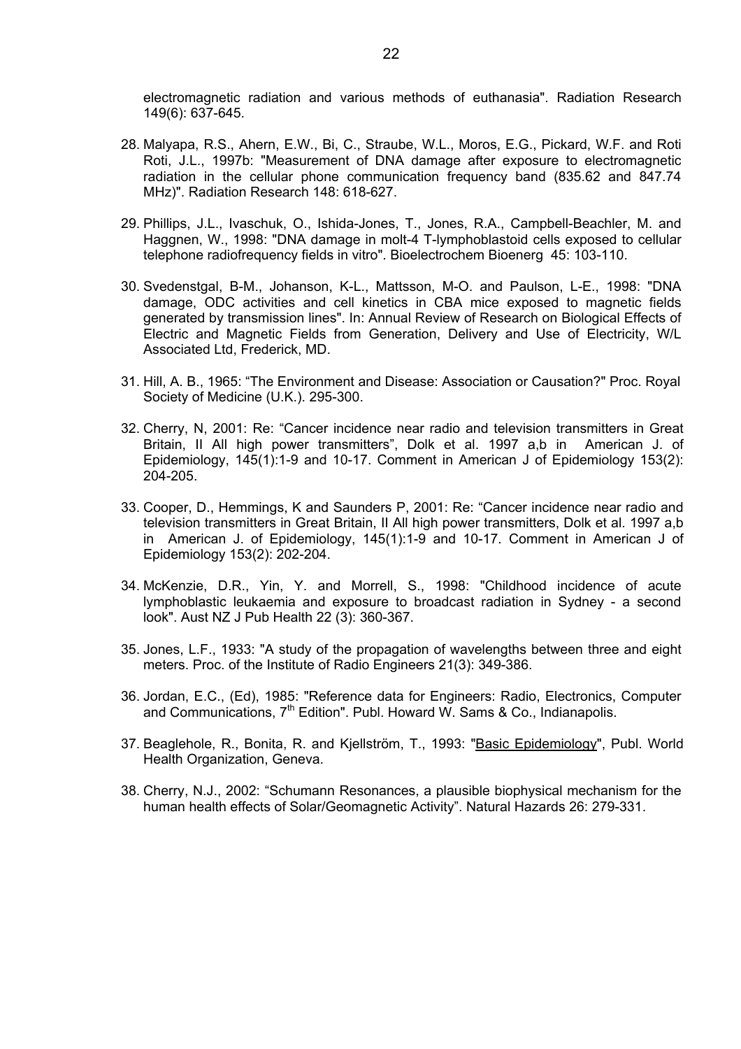electromagnetic radiation and various methods of euthanasia". Radiation Research 149(6): 637-645.

28. Malyapa, R.S., Ahern, E.W., Bi, C., Straube, W.L., Moros, E.G., Pickard, W.F. and Roti Roti, J.L., 1997b: "Measurement of DNA damage after exposure to electromagnetic radiation in the cellular phone communication frequency band (835.62 and 847.74 MHz)". Radiation Research 148: 618-627.

29. Phillips, J.L., Ivaschuk, O., Ishida-Jones, T., Jones, R.A., Campbell-Beachler, M. and Haggnen, W., 1998: "DNA damage in molt-4 T-lymphoblastoid cells exposed to cellular telephone radiofrequency fields in vitro". Bioelectrochem Bioenerg 45: 103-110.

30. Svedenstgal, B-M., Johanson, K-L., Mattsson, M-O. and Paulson, L-E., 1998: "DNA damage, ODC activities and cell kinetics in CBA mice exposed to magnetic fields generated by transmission lines". In: Annual Review of Research on Biological Effects of Electric and Magnetic Fields from Generation, Delivery and Use of Electricity, W/L Associated Ltd, Frederick, MD.

31. Hill, A. B., 1965: "The Environment and Disease: Association or Causation?" Proc. Royal Society of Medicine (U.K.). 295-300.

32. Cherry, N, 2001: Re: "Cancer incidence near radio and television transmitters in Great Britain, II All high power transmitters", Dolk et al. 1997 a,b in American J. of Epidemiology, 145(1):1-9 and 10-17. Comment in American J of Epidemiology 153(2): 204-205.

33. Cooper, D., Hemmings, K and Saunders P, 2001: Re: "Cancer incidence near radio and television transmitters in Great Britain, II All high power transmitters, Dolk et al. 1997 a,b in American J. of Epidemiology, 145(1):1-9 and 10-17. Comment in American J of Epidemiology 153(2): 202-204.

34. McKenzie, D.R., Yin, Y. and Morrell, S., 1998: "Childhood incidence of acute lymphoblastic leukaemia and exposure to broadcast radiation in Sydney - a second look". Aust NZ J Pub Health 22 (3): 360-367.

35. Jones, L.F., 1933: "A study of the propagation of wavelengths between three and eight meters. Proc. of the Institute of Radio Engineers 21(3): 349-386.

36. Jordan, E.C., (Ed), 1985: "Reference data for Engineers: Radio, Electronics, Computer and Communications, 7th Edition". Publ. Howard W. Sams & Co., Indianapolis.

37. Beaglehole, R., Bonita, R. and Kjellström, T., 1993: "Basic Epidemiology", Publ. World Health Organization, Geneva.

38. Cherry, N.J., 2002: "Schumann Resonances, a plausible biophysical mechanism for the human health effects of Solar/Geomagnetic Activity". Natural Hazards 26: 279-331.